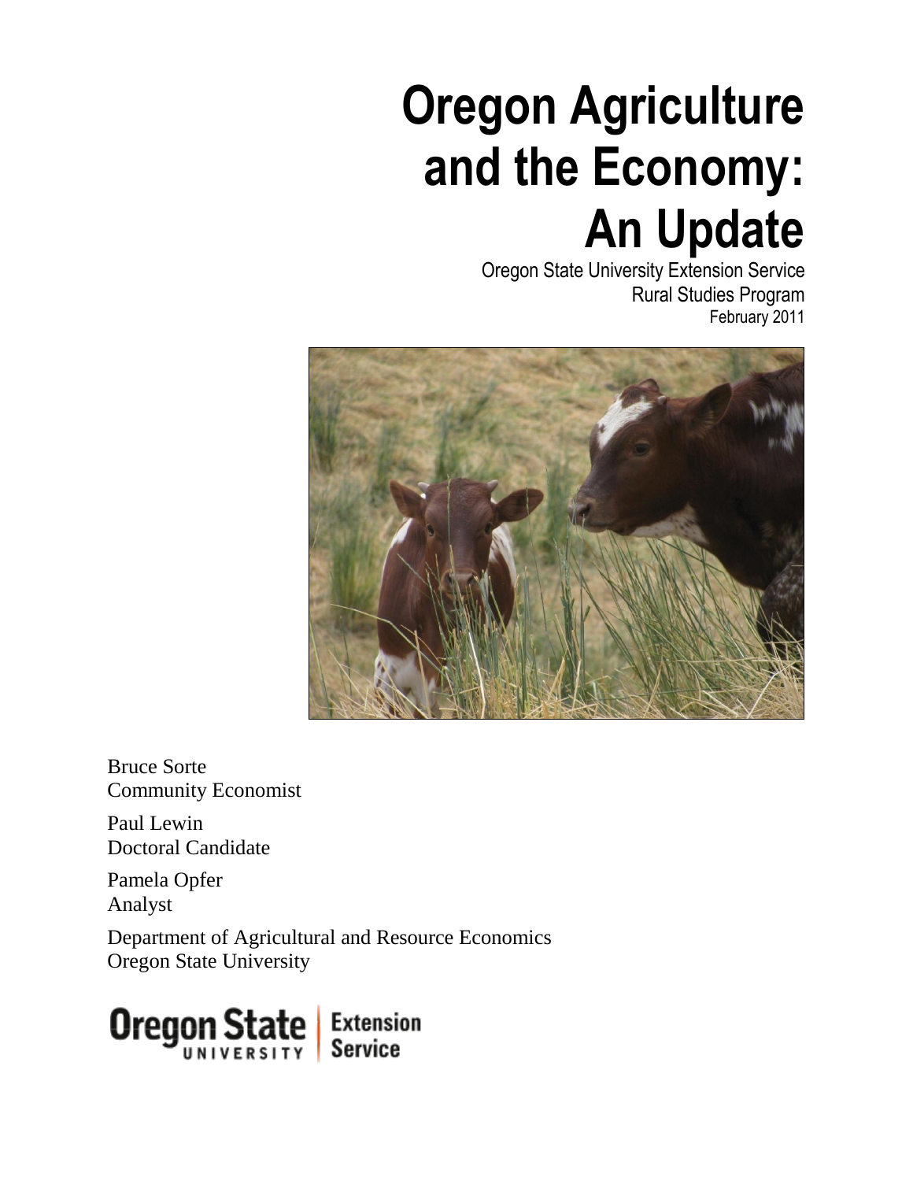# Oregon Agriculture and the Economy: An Update

Oregon State University Extension Service
Rural Studies Program
February 2011

Bruce Sorte
Community Economist

Paul Lewin
Doctoral Candidate

Pamela Opfer
Analyst

Department of Agricultural and Resource Economics
Oregon State University

Oregon State UNIVERSITY | Extension Service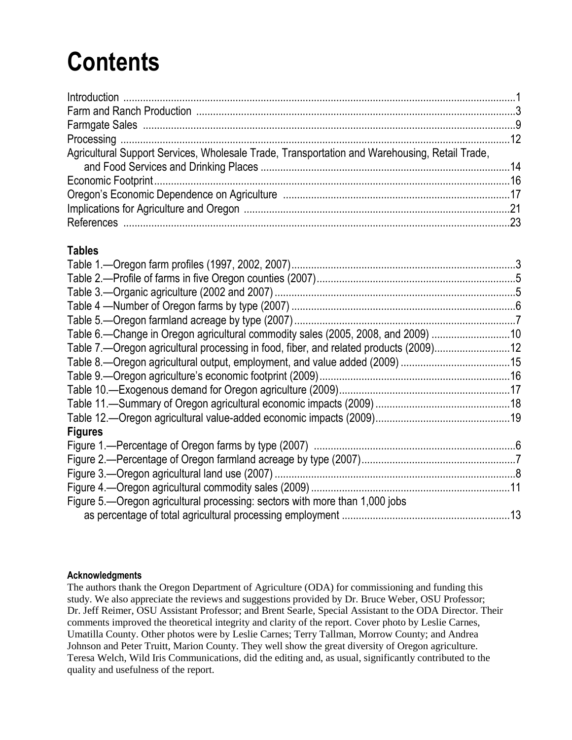# Contents

Introduction ....................................................................................................................................1
Farm and Ranch Production ...........................................................................................................3
Farmgate Sales ...............................................................................................................................9
Processing ....................................................................................................................................12
Agricultural Support Services, Wholesale Trade, Transportation and Warehousing, Retail Trade, and Food Services and Drinking Places ...................................................................................14
Economic Footprint........................................................................................................................16
Oregon's Economic Dependence on Agriculture ..........................................................................17
Implications for Agriculture and Oregon ........................................................................................21
References ....................................................................................................................................23

### Tables

Table 1.—Oregon farm profiles (1997, 2002, 2007).........................................................................3
Table 2.—Profile of farms in five Oregon counties (2007)................................................................5
Table 3.—Organic agriculture (2002 and 2007)...............................................................................5
Table 4 —Number of Oregon farms by type (2007) .........................................................................6
Table 5.—Oregon farmland acreage by type (2007)........................................................................7
Table 6.—Change in Oregon agricultural commodity sales (2005, 2008, and 2009) ......................10
Table 7.—Oregon agricultural processing in food, fiber, and related products (2009)....................12
Table 8.—Oregon agricultural output, employment, and value added (2009) .................................15
Table 9.—Oregon agriculture's economic footprint (2009).............................................................16
Table 10.—Exogenous demand for Oregon agriculture (2009).......................................................17
Table 11.—Summary of Oregon agricultural economic impacts (2009) ..........................................18
Table 12.—Oregon agricultural value-added economic impacts (2009)..........................................19

### Figures

Figure 1.—Percentage of Oregon farms by type (2007) .................................................................6
Figure 2.—Percentage of Oregon farmland acreage by type (2007).................................................7
Figure 3.—Oregon agricultural land use (2007) ...............................................................................8
Figure 4.—Oregon agricultural commodity sales (2009) ................................................................11
Figure 5.—Oregon agricultural processing: sectors with more than 1,000 jobs as percentage of total agricultural processing employment .....................................................13

#### Acknowledgments

The authors thank the Oregon Department of Agriculture (ODA) for commissioning and funding this study. We also appreciate the reviews and suggestions provided by Dr. Bruce Weber, OSU Professor; Dr. Jeff Reimer, OSU Assistant Professor; and Brent Searle, Special Assistant to the ODA Director. Their comments improved the theoretical integrity and clarity of the report. Cover photo by Leslie Carnes, Umatilla County. Other photos were by Leslie Carnes; Terry Tallman, Morrow County; and Andrea Johnson and Peter Truitt, Marion County. They well show the great diversity of Oregon agriculture. Teresa Welch, Wild Iris Communications, did the editing and, as usual, significantly contributed to the quality and usefulness of the report.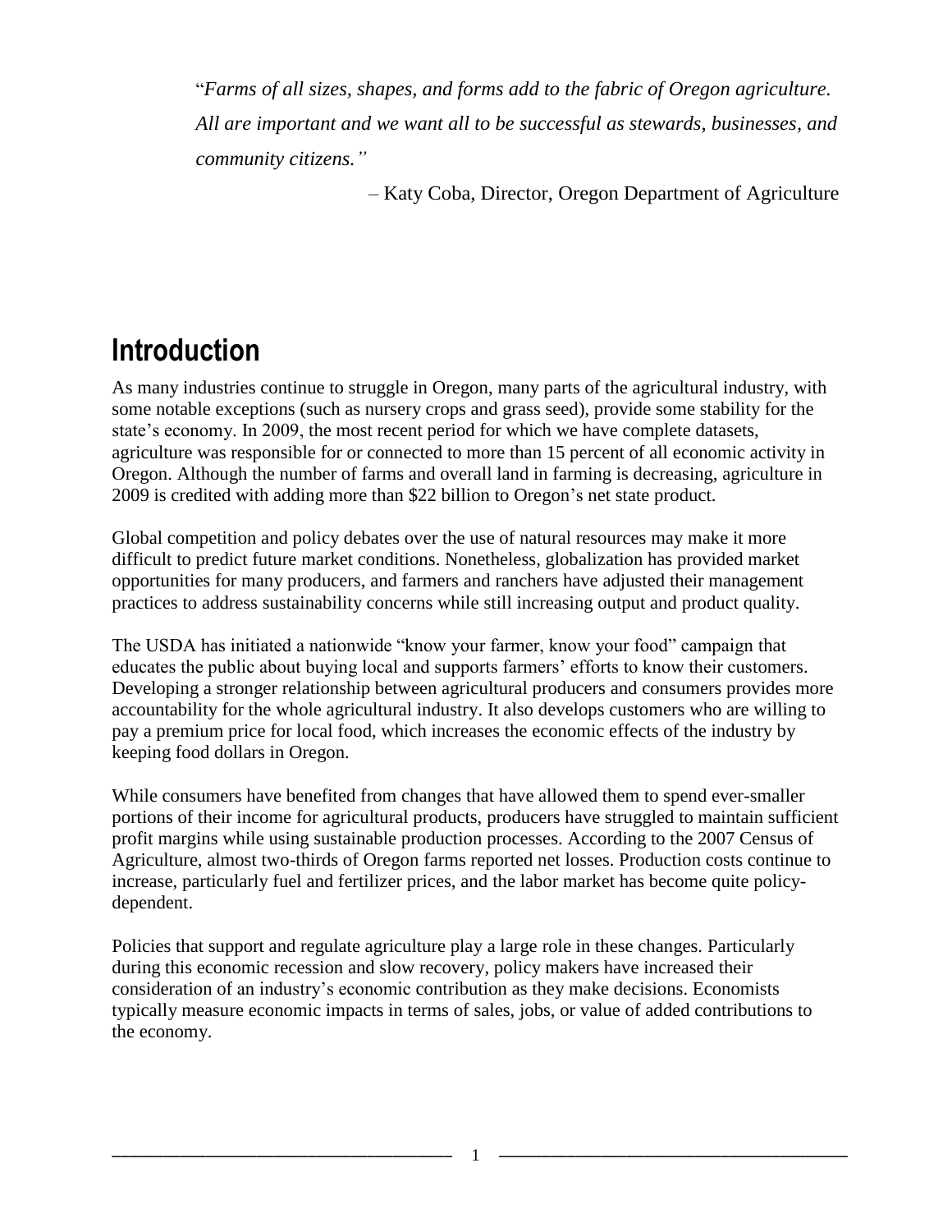"*Farms of all sizes, shapes, and forms add to the fabric of Oregon agriculture. All are important and we want all to be successful as stewards, businesses, and community citizens.*"

– Katy Coba, Director, Oregon Department of Agriculture

# Introduction

As many industries continue to struggle in Oregon, many parts of the agricultural industry, with some notable exceptions (such as nursery crops and grass seed), provide some stability for the state's economy. In 2009, the most recent period for which we have complete datasets, agriculture was responsible for or connected to more than 15 percent of all economic activity in Oregon. Although the number of farms and overall land in farming is decreasing, agriculture in 2009 is credited with adding more than $22 billion to Oregon's net state product.

Global competition and policy debates over the use of natural resources may make it more difficult to predict future market conditions. Nonetheless, globalization has provided market opportunities for many producers, and farmers and ranchers have adjusted their management practices to address sustainability concerns while still increasing output and product quality.

The USDA has initiated a nationwide "know your farmer, know your food" campaign that educates the public about buying local and supports farmers' efforts to know their customers. Developing a stronger relationship between agricultural producers and consumers provides more accountability for the whole agricultural industry. It also develops customers who are willing to pay a premium price for local food, which increases the economic effects of the industry by keeping food dollars in Oregon.

While consumers have benefited from changes that have allowed them to spend ever-smaller portions of their income for agricultural products, producers have struggled to maintain sufficient profit margins while using sustainable production processes. According to the 2007 Census of Agriculture, almost two-thirds of Oregon farms reported net losses. Production costs continue to increase, particularly fuel and fertilizer prices, and the labor market has become quite policy-dependent.

Policies that support and regulate agriculture play a large role in these changes. Particularly during this economic recession and slow recovery, policy makers have increased their consideration of an industry's economic contribution as they make decisions. Economists typically measure economic impacts in terms of sales, jobs, or value of added contributions to the economy.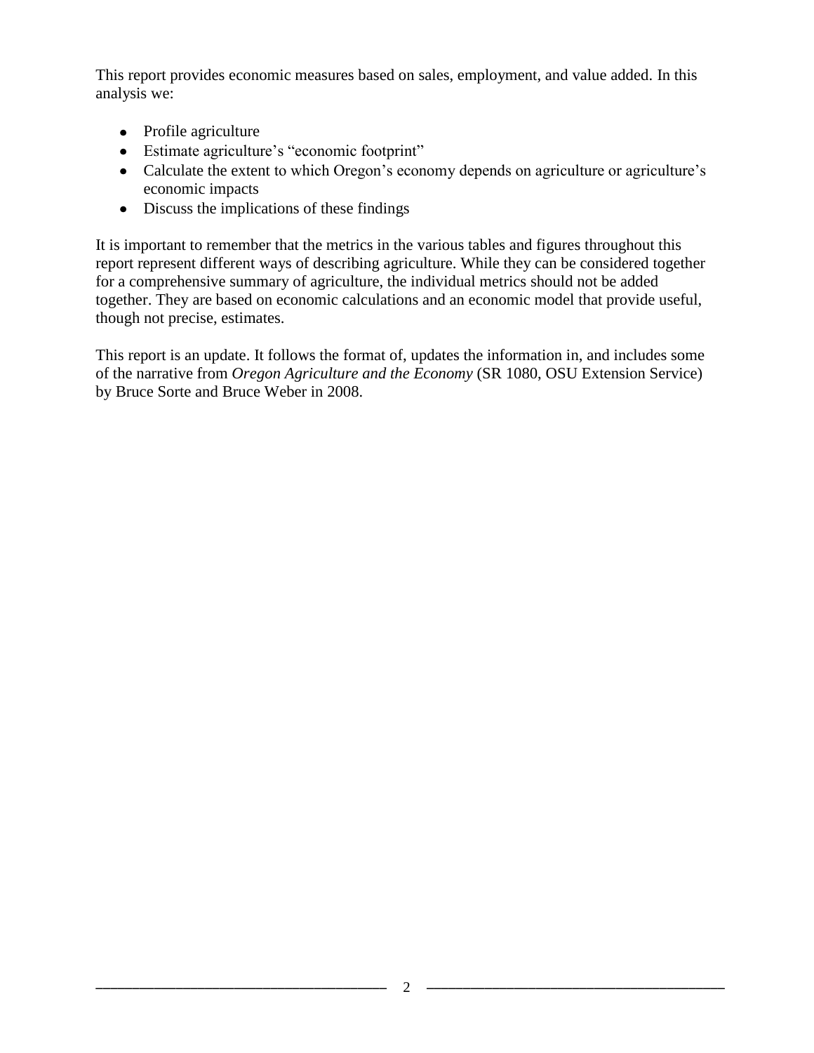This report provides economic measures based on sales, employment, and value added. In this analysis we:

- Profile agriculture
- Estimate agriculture's "economic footprint"
- Calculate the extent to which Oregon's economy depends on agriculture or agriculture's economic impacts
- Discuss the implications of these findings

It is important to remember that the metrics in the various tables and figures throughout this report represent different ways of describing agriculture. While they can be considered together for a comprehensive summary of agriculture, the individual metrics should not be added together. They are based on economic calculations and an economic model that provide useful, though not precise, estimates.

This report is an update. It follows the format of, updates the information in, and includes some of the narrative from *Oregon Agriculture and the Economy* (SR 1080, OSU Extension Service) by Bruce Sorte and Bruce Weber in 2008.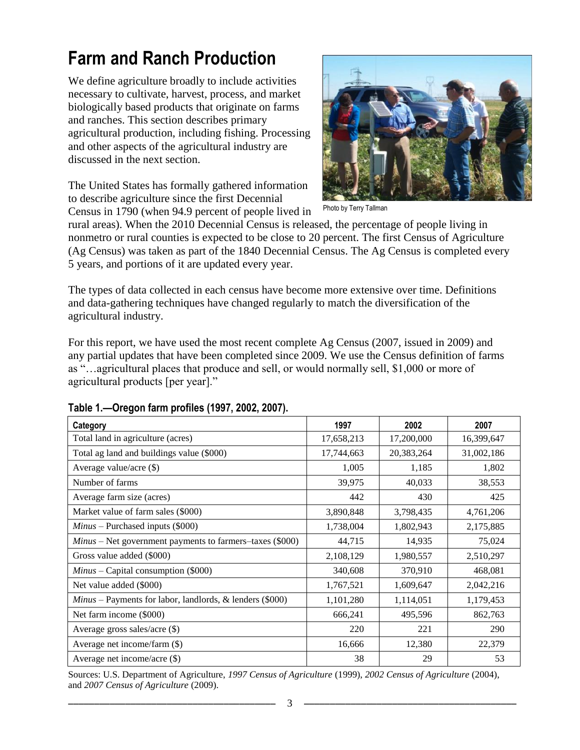# Farm and Ranch Production

We define agriculture broadly to include activities necessary to cultivate, harvest, process, and market biologically based products that originate on farms and ranches. This section describes primary agricultural production, including fishing. Processing and other aspects of the agricultural industry are discussed in the next section.

Photo by Terry Tallman

The United States has formally gathered information to describe agriculture since the first Decennial Census in 1790 (when 94.9 percent of people lived in rural areas). When the 2010 Decennial Census is released, the percentage of people living in nonmetro or rural counties is expected to be close to 20 percent. The first Census of Agriculture (Ag Census) was taken as part of the 1840 Decennial Census. The Ag Census is completed every 5 years, and portions of it are updated every year.

The types of data collected in each census have become more extensive over time. Definitions and data-gathering techniques have changed regularly to match the diversification of the agricultural industry.

For this report, we have used the most recent complete Ag Census (2007, issued in 2009) and any partial updates that have been completed since 2009. We use the Census definition of farms as "…agricultural places that produce and sell, or would normally sell, $1,000 or more of agricultural products [per year]."

**Table 1.—Oregon farm profiles (1997, 2002, 2007).**

| Category | 1997 | 2002 | 2007 |
|---|---|---|---|
| Total land in agriculture (acres) | 17,658,213 | 17,200,000 | 16,399,647 |
| Total ag land and buildings value ($000) | 17,744,663 | 20,383,264 | 31,002,186 |
| Average value/acre ($) | 1,005 | 1,185 | 1,802 |
| Number of farms | 39,975 | 40,033 | 38,553 |
| Average farm size (acres) | 442 | 430 | 425 |
| Market value of farm sales ($000) | 3,890,848 | 3,798,435 | 4,761,206 |
| *Minus* – Purchased inputs ($000) | 1,738,004 | 1,802,943 | 2,175,885 |
| *Minus* – Net government payments to farmers–taxes ($000) | 44,715 | 14,935 | 75,024 |
| Gross value added ($000) | 2,108,129 | 1,980,557 | 2,510,297 |
| *Minus* – Capital consumption ($000) | 340,608 | 370,910 | 468,081 |
| Net value added ($000) | 1,767,521 | 1,609,647 | 2,042,216 |
| *Minus* – Payments for labor, landlords, & lenders ($000) | 1,101,280 | 1,114,051 | 1,179,453 |
| Net farm income ($000) | 666,241 | 495,596 | 862,763 |
| Average gross sales/acre ($) | 220 | 221 | 290 |
| Average net income/farm ($) | 16,666 | 12,380 | 22,379 |
| Average net income/acre ($) | 38 | 29 | 53 |

Sources: U.S. Department of Agriculture, *1997 Census of Agriculture* (1999), *2002 Census of Agriculture* (2004), and *2007 Census of Agriculture* (2009).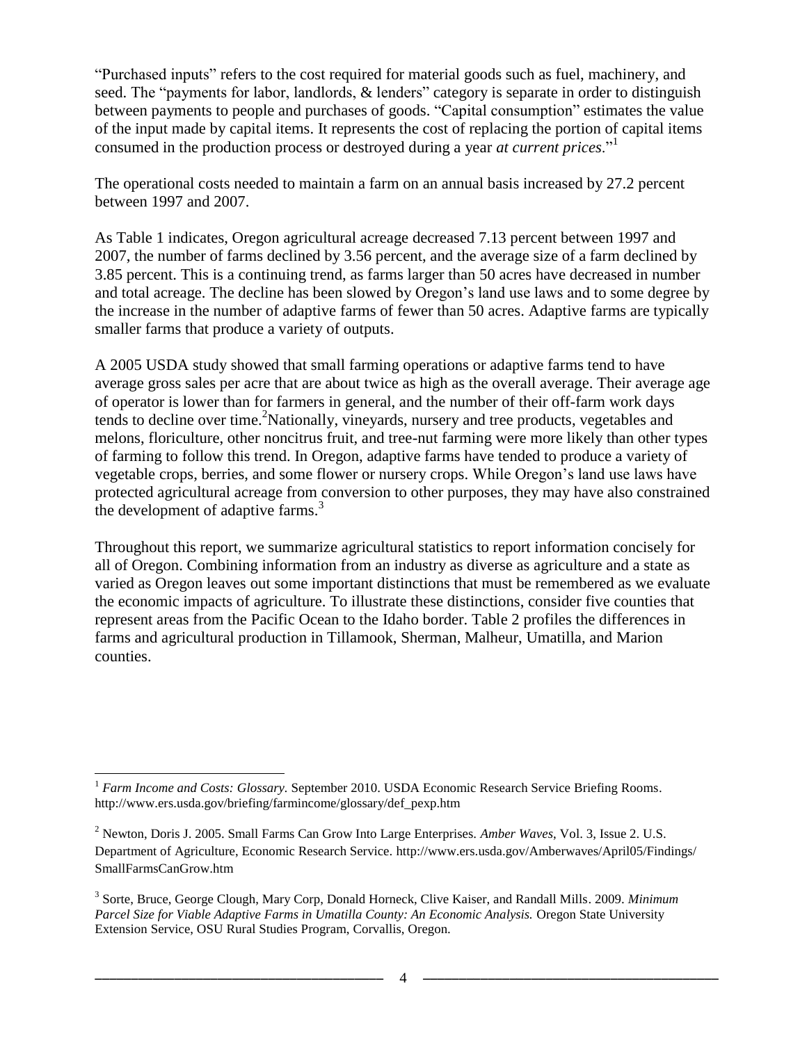"Purchased inputs" refers to the cost required for material goods such as fuel, machinery, and seed. The "payments for labor, landlords, & lenders" category is separate in order to distinguish between payments to people and purchases of goods. "Capital consumption" estimates the value of the input made by capital items. It represents the cost of replacing the portion of capital items consumed in the production process or destroyed during a year *at current prices*."[1]

The operational costs needed to maintain a farm on an annual basis increased by 27.2 percent between 1997 and 2007.

As Table 1 indicates, Oregon agricultural acreage decreased 7.13 percent between 1997 and 2007, the number of farms declined by 3.56 percent, and the average size of a farm declined by 3.85 percent. This is a continuing trend, as farms larger than 50 acres have decreased in number and total acreage. The decline has been slowed by Oregon's land use laws and to some degree by the increase in the number of adaptive farms of fewer than 50 acres. Adaptive farms are typically smaller farms that produce a variety of outputs.

A 2005 USDA study showed that small farming operations or adaptive farms tend to have average gross sales per acre that are about twice as high as the overall average. Their average age of operator is lower than for farmers in general, and the number of their off-farm work days tends to decline over time.[2] Nationally, vineyards, nursery and tree products, vegetables and melons, floriculture, other noncitrus fruit, and tree-nut farming were more likely than other types of farming to follow this trend. In Oregon, adaptive farms have tended to produce a variety of vegetable crops, berries, and some flower or nursery crops. While Oregon's land use laws have protected agricultural acreage from conversion to other purposes, they may have also constrained the development of adaptive farms.[3]

Throughout this report, we summarize agricultural statistics to report information concisely for all of Oregon. Combining information from an industry as diverse as agriculture and a state as varied as Oregon leaves out some important distinctions that must be remembered as we evaluate the economic impacts of agriculture. To illustrate these distinctions, consider five counties that represent areas from the Pacific Ocean to the Idaho border. Table 2 profiles the differences in farms and agricultural production in Tillamook, Sherman, Malheur, Umatilla, and Marion counties.

---

[1] *Farm Income and Costs: Glossary.* September 2010. USDA Economic Research Service Briefing Rooms. http://www.ers.usda.gov/briefing/farmincome/glossary/def_pexp.htm

[2] Newton, Doris J. 2005. Small Farms Can Grow Into Large Enterprises. *Amber Waves,* Vol. 3, Issue 2. U.S. Department of Agriculture, Economic Research Service. http://www.ers.usda.gov/Amberwaves/April05/Findings/SmallFarmsCanGrow.htm

[3] Sorte, Bruce, George Clough, Mary Corp, Donald Horneck, Clive Kaiser, and Randall Mills. 2009. *Minimum Parcel Size for Viable Adaptive Farms in Umatilla County: An Economic Analysis.* Oregon State University Extension Service, OSU Rural Studies Program, Corvallis, Oregon.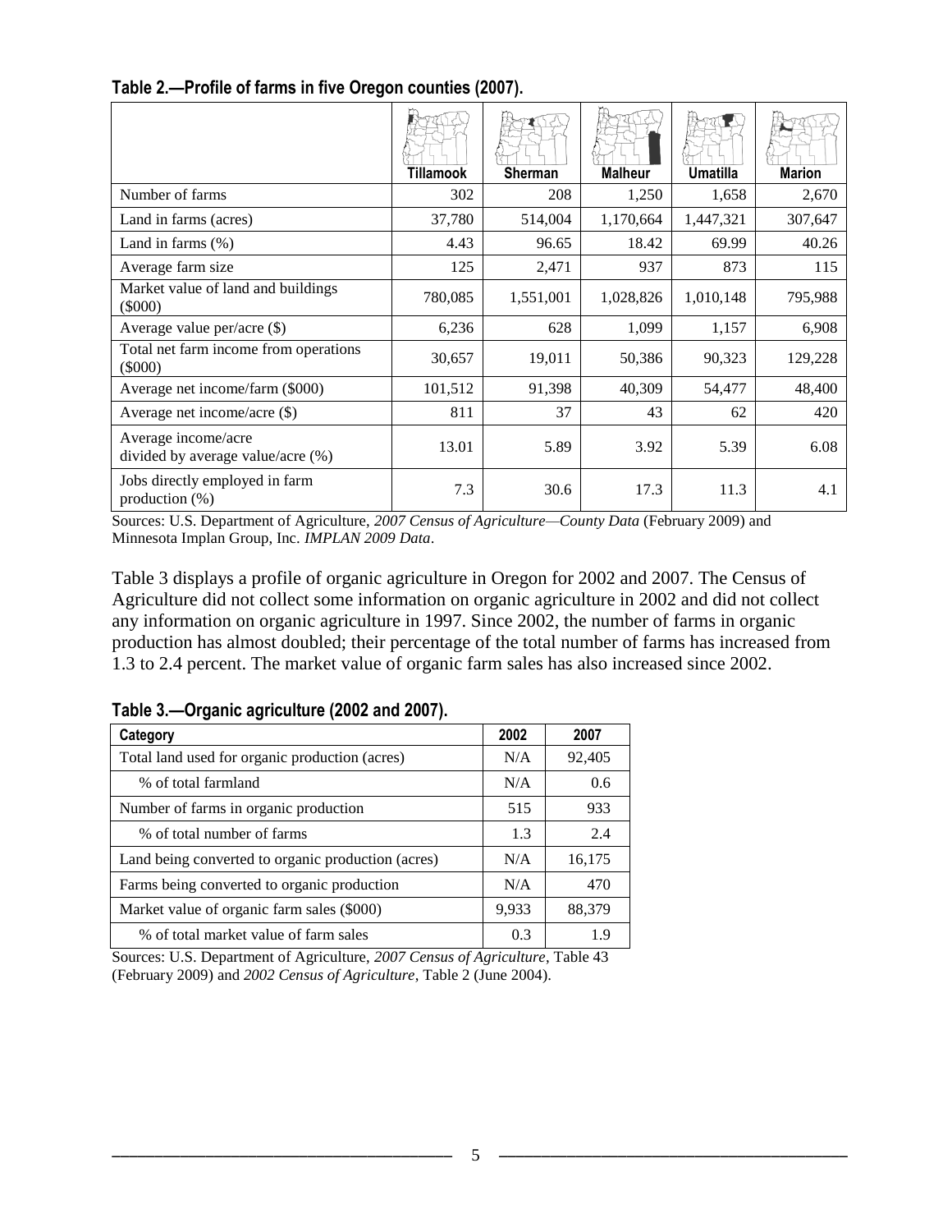**Table 2.—Profile of farms in five Oregon counties (2007).**

| | Tillamook | Sherman | Malheur | Umatilla | Marion |
|---|---|---|---|---|---|
| Number of farms | 302 | 208 | 1,250 | 1,658 | 2,670 |
| Land in farms (acres) | 37,780 | 514,004 | 1,170,664 | 1,447,321 | 307,647 |
| Land in farms (%) | 4.43 | 96.65 | 18.42 | 69.99 | 40.26 |
| Average farm size | 125 | 2,471 | 937 | 873 | 115 |
| Market value of land and buildings ($000) | 780,085 | 1,551,001 | 1,028,826 | 1,010,148 | 795,988 |
| Average value per/acre ($) | 6,236 | 628 | 1,099 | 1,157 | 6,908 |
| Total net farm income from operations ($000) | 30,657 | 19,011 | 50,386 | 90,323 | 129,228 |
| Average net income/farm ($000) | 101,512 | 91,398 | 40,309 | 54,477 | 48,400 |
| Average net income/acre ($) | 811 | 37 | 43 | 62 | 420 |
| Average income/acre divided by average value/acre (%) | 13.01 | 5.89 | 3.92 | 5.39 | 6.08 |
| Jobs directly employed in farm production (%) | 7.3 | 30.6 | 17.3 | 11.3 | 4.1 |

Sources: U.S. Department of Agriculture, *2007 Census of Agriculture—County Data* (February 2009) and Minnesota Implan Group, Inc. *IMPLAN 2009 Data*.

Table 3 displays a profile of organic agriculture in Oregon for 2002 and 2007. The Census of Agriculture did not collect some information on organic agriculture in 2002 and did not collect any information on organic agriculture in 1997. Since 2002, the number of farms in organic production has almost doubled; their percentage of the total number of farms has increased from 1.3 to 2.4 percent. The market value of organic farm sales has also increased since 2002.

**Table 3.—Organic agriculture (2002 and 2007).**

| Category | 2002 | 2007 |
|---|---|---|
| Total land used for organic production (acres) | N/A | 92,405 |
| % of total farmland | N/A | 0.6 |
| Number of farms in organic production | 515 | 933 |
| % of total number of farms | 1.3 | 2.4 |
| Land being converted to organic production (acres) | N/A | 16,175 |
| Farms being converted to organic production | N/A | 470 |
| Market value of organic farm sales ($000) | 9,933 | 88,379 |
| % of total market value of farm sales | 0.3 | 1.9 |

Sources: U.S. Department of Agriculture, *2007 Census of Agriculture*, Table 43 (February 2009) and *2002 Census of Agriculture*, Table 2 (June 2004).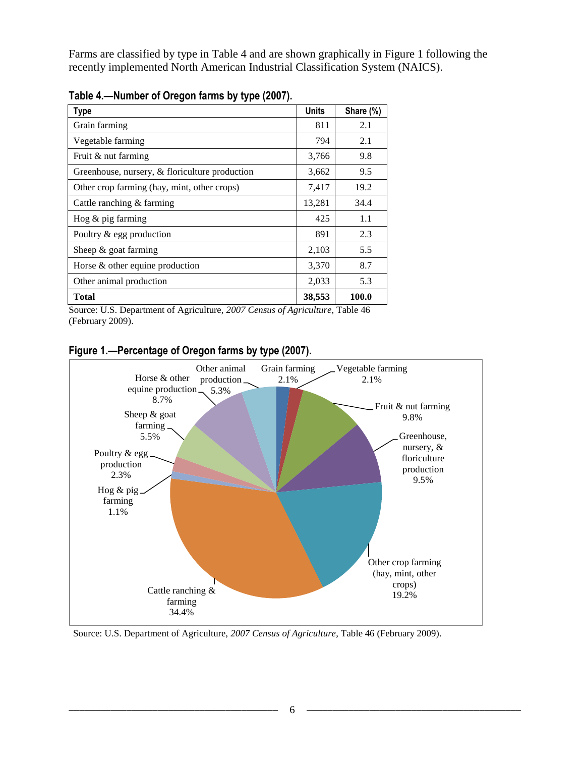Farms are classified by type in Table 4 and are shown graphically in Figure 1 following the recently implemented North American Industrial Classification System (NAICS).

**Table 4.—Number of Oregon farms by type (2007).**

| Type | Units | Share (%) |
|---|---|---|
| Grain farming | 811 | 2.1 |
| Vegetable farming | 794 | 2.1 |
| Fruit & nut farming | 3,766 | 9.8 |
| Greenhouse, nursery, & floriculture production | 3,662 | 9.5 |
| Other crop farming (hay, mint, other crops) | 7,417 | 19.2 |
| Cattle ranching & farming | 13,281 | 34.4 |
| Hog & pig farming | 425 | 1.1 |
| Poultry & egg production | 891 | 2.3 |
| Sheep & goat farming | 2,103 | 5.5 |
| Horse & other equine production | 3,370 | 8.7 |
| Other animal production | 2,033 | 5.3 |
| **Total** | **38,553** | **100.0** |

Source: U.S. Department of Agriculture, *2007 Census of Agriculture*, Table 46 (February 2009).

**Figure 1.—Percentage of Oregon farms by type (2007).**

Grain farming 2.1%; Vegetable farming 2.1%; Fruit & nut farming 9.8%; Greenhouse, nursery, & floriculture production 9.5%; Other crop farming (hay, mint, other crops) 19.2%; Cattle ranching & farming 34.4%; Hog & pig farming 1.1%; Poultry & egg production 2.3%; Sheep & goat farming 5.5%; Horse & other equine production 8.7%; Other animal production 5.3%

Source: U.S. Department of Agriculture, *2007 Census of Agriculture*, Table 46 (February 2009).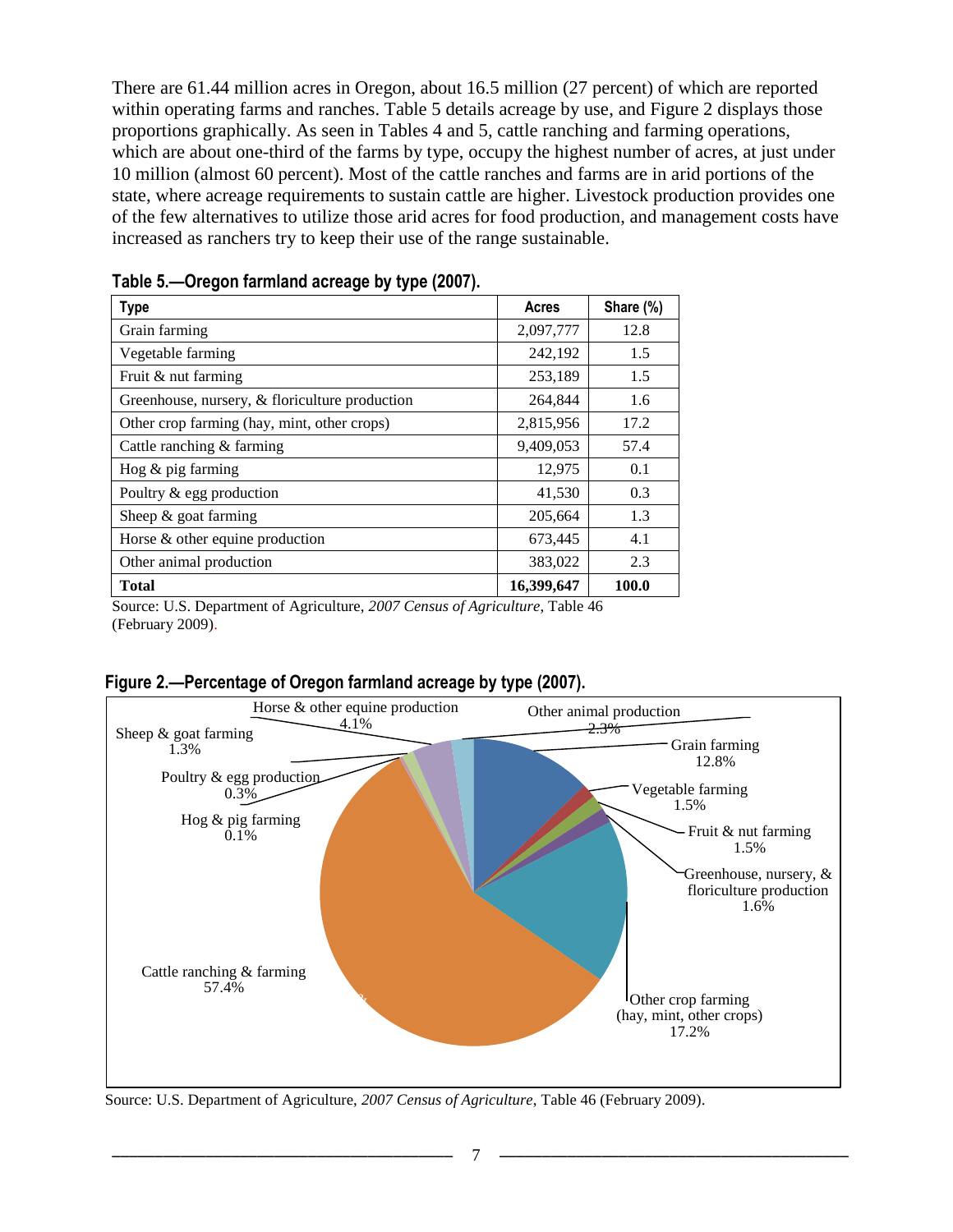There are 61.44 million acres in Oregon, about 16.5 million (27 percent) of which are reported within operating farms and ranches. Table 5 details acreage by use, and Figure 2 displays those proportions graphically. As seen in Tables 4 and 5, cattle ranching and farming operations, which are about one-third of the farms by type, occupy the highest number of acres, at just under 10 million (almost 60 percent). Most of the cattle ranches and farms are in arid portions of the state, where acreage requirements to sustain cattle are higher. Livestock production provides one of the few alternatives to utilize those arid acres for food production, and management costs have increased as ranchers try to keep their use of the range sustainable.

**Table 5.—Oregon farmland acreage by type (2007).**

| Type | Acres | Share (%) |
|---|---|---|
| Grain farming | 2,097,777 | 12.8 |
| Vegetable farming | 242,192 | 1.5 |
| Fruit & nut farming | 253,189 | 1.5 |
| Greenhouse, nursery, & floriculture production | 264,844 | 1.6 |
| Other crop farming (hay, mint, other crops) | 2,815,956 | 17.2 |
| Cattle ranching & farming | 9,409,053 | 57.4 |
| Hog & pig farming | 12,975 | 0.1 |
| Poultry & egg production | 41,530 | 0.3 |
| Sheep & goat farming | 205,664 | 1.3 |
| Horse & other equine production | 673,445 | 4.1 |
| Other animal production | 383,022 | 2.3 |
| **Total** | **16,399,647** | **100.0** |

Source: U.S. Department of Agriculture, *2007 Census of Agriculture*, Table 46 (February 2009).

**Figure 2.—Percentage of Oregon farmland acreage by type (2007).**

Grain farming 12.8%; Vegetable farming 1.5%; Fruit & nut farming 1.5%; Greenhouse, nursery, & floriculture production 1.6%; Other crop farming (hay, mint, other crops) 17.2%; Cattle ranching & farming 57.4%; Hog & pig farming 0.1%; Poultry & egg production 0.3%; Sheep & goat farming 1.3%; Horse & other equine production 4.1%; Other animal production 2.3%

Source: U.S. Department of Agriculture, *2007 Census of Agriculture*, Table 46 (February 2009).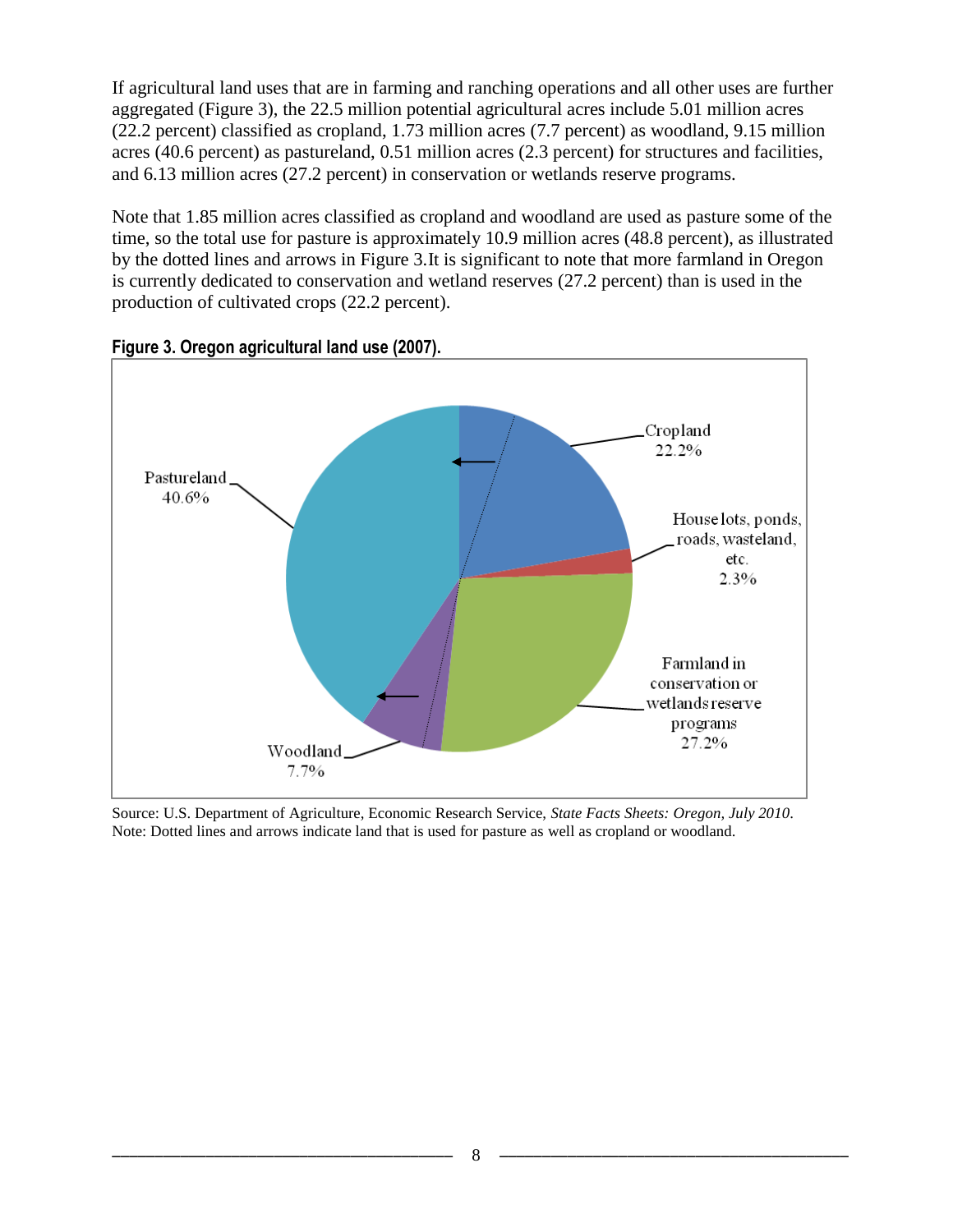If agricultural land uses that are in farming and ranching operations and all other uses are further aggregated (Figure 3), the 22.5 million potential agricultural acres include 5.01 million acres (22.2 percent) classified as cropland, 1.73 million acres (7.7 percent) as woodland, 9.15 million acres (40.6 percent) as pastureland, 0.51 million acres (2.3 percent) for structures and facilities, and 6.13 million acres (27.2 percent) in conservation or wetlands reserve programs.

Note that 1.85 million acres classified as cropland and woodland are used as pasture some of the time, so the total use for pasture is approximately 10.9 million acres (48.8 percent), as illustrated by the dotted lines and arrows in Figure 3.It is significant to note that more farmland in Oregon is currently dedicated to conservation and wetland reserves (27.2 percent) than is used in the production of cultivated crops (22.2 percent).

**Figure 3. Oregon agricultural land use (2007).**

Pastureland 40.6%

Cropland 22.2%

House lots, ponds, roads, wasteland, etc. 2.3%

Farmland in conservation or wetlands reserve programs 27.2%

Woodland 7.7%

Source: U.S. Department of Agriculture, Economic Research Service, *State Facts Sheets: Oregon, July 2010*.
Note: Dotted lines and arrows indicate land that is used for pasture as well as cropland or woodland.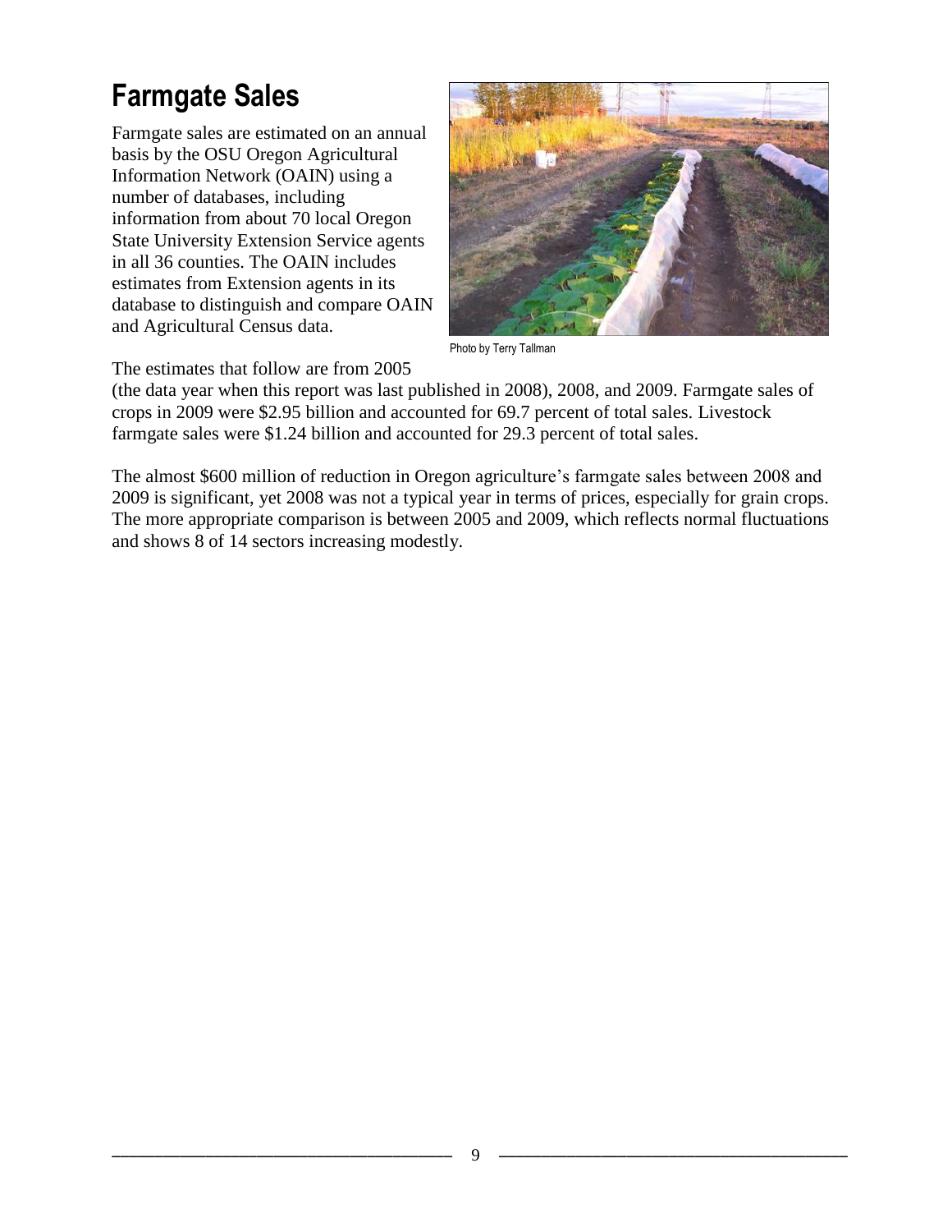# Farmgate Sales

Farmgate sales are estimated on an annual basis by the OSU Oregon Agricultural Information Network (OAIN) using a number of databases, including information from about 70 local Oregon State University Extension Service agents in all 36 counties. The OAIN includes estimates from Extension agents in its database to distinguish and compare OAIN and Agricultural Census data.

Photo by Terry Tallman

The estimates that follow are from 2005 (the data year when this report was last published in 2008), 2008, and 2009. Farmgate sales of crops in 2009 were $2.95 billion and accounted for 69.7 percent of total sales. Livestock farmgate sales were $1.24 billion and accounted for 29.3 percent of total sales.

The almost $600 million of reduction in Oregon agriculture's farmgate sales between 2008 and 2009 is significant, yet 2008 was not a typical year in terms of prices, especially for grain crops. The more appropriate comparison is between 2005 and 2009, which reflects normal fluctuations and shows 8 of 14 sectors increasing modestly.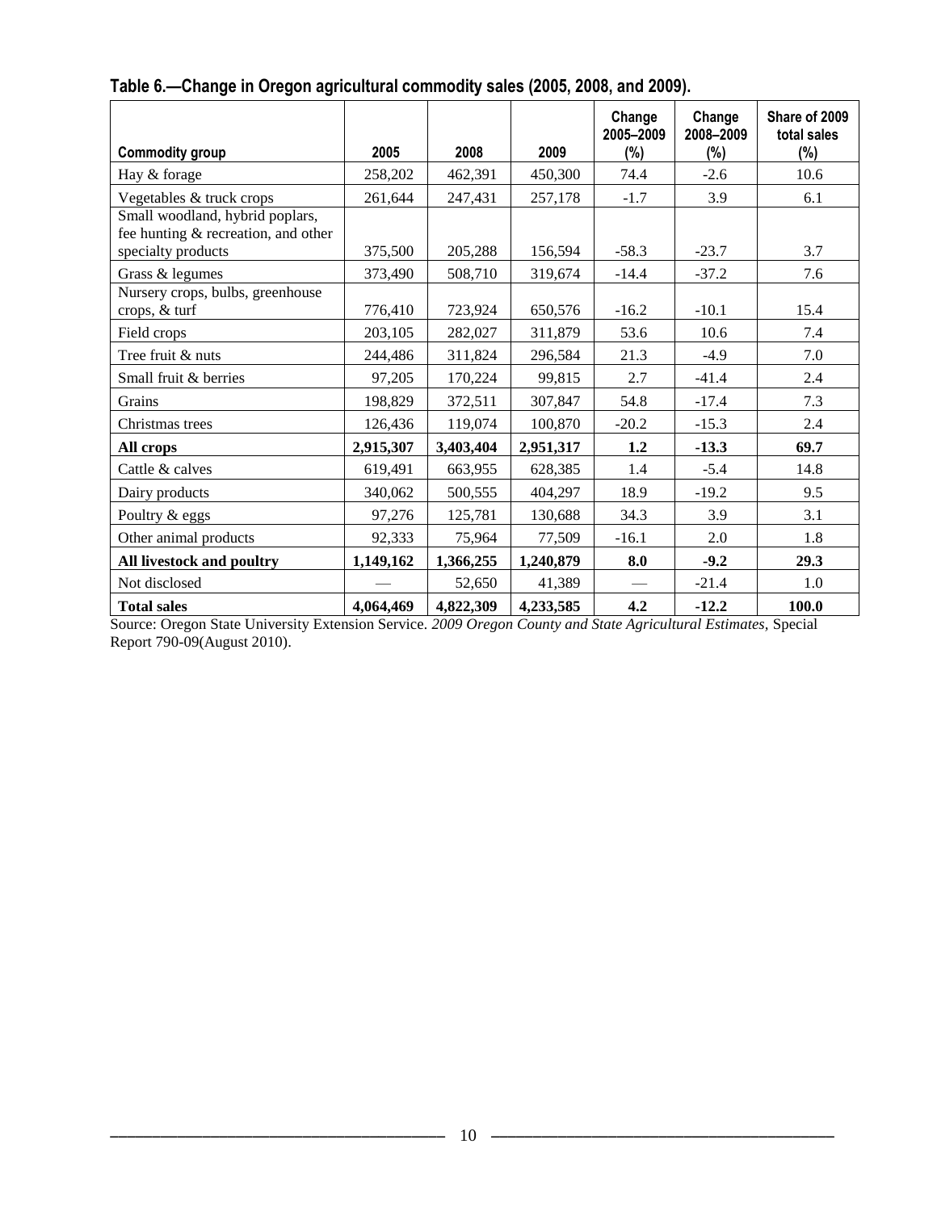**Table 6.—Change in Oregon agricultural commodity sales (2005, 2008, and 2009).**

| Commodity group | 2005 | 2008 | 2009 | Change 2005–2009 (%) | Change 2008–2009 (%) | Share of 2009 total sales (%) |
|---|---|---|---|---|---|---|
| Hay & forage | 258,202 | 462,391 | 450,300 | 74.4 | -2.6 | 10.6 |
| Vegetables & truck crops | 261,644 | 247,431 | 257,178 | -1.7 | 3.9 | 6.1 |
| Small woodland, hybrid poplars, fee hunting & recreation, and other specialty products | 375,500 | 205,288 | 156,594 | -58.3 | -23.7 | 3.7 |
| Grass & legumes | 373,490 | 508,710 | 319,674 | -14.4 | -37.2 | 7.6 |
| Nursery crops, bulbs, greenhouse crops, & turf | 776,410 | 723,924 | 650,576 | -16.2 | -10.1 | 15.4 |
| Field crops | 203,105 | 282,027 | 311,879 | 53.6 | 10.6 | 7.4 |
| Tree fruit & nuts | 244,486 | 311,824 | 296,584 | 21.3 | -4.9 | 7.0 |
| Small fruit & berries | 97,205 | 170,224 | 99,815 | 2.7 | -41.4 | 2.4 |
| Grains | 198,829 | 372,511 | 307,847 | 54.8 | -17.4 | 7.3 |
| Christmas trees | 126,436 | 119,074 | 100,870 | -20.2 | -15.3 | 2.4 |
| **All crops** | **2,915,307** | **3,403,404** | **2,951,317** | **1.2** | **-13.3** | **69.7** |
| Cattle & calves | 619,491 | 663,955 | 628,385 | 1.4 | -5.4 | 14.8 |
| Dairy products | 340,062 | 500,555 | 404,297 | 18.9 | -19.2 | 9.5 |
| Poultry & eggs | 97,276 | 125,781 | 130,688 | 34.3 | 3.9 | 3.1 |
| Other animal products | 92,333 | 75,964 | 77,509 | -16.1 | 2.0 | 1.8 |
| **All livestock and poultry** | **1,149,162** | **1,366,255** | **1,240,879** | **8.0** | **-9.2** | **29.3** |
| Not disclosed | — | 52,650 | 41,389 | — | -21.4 | 1.0 |
| **Total sales** | **4,064,469** | **4,822,309** | **4,233,585** | **4.2** | **-12.2** | **100.0** |

Source: Oregon State University Extension Service. *2009 Oregon County and State Agricultural Estimates*, Special Report 790-09(August 2010).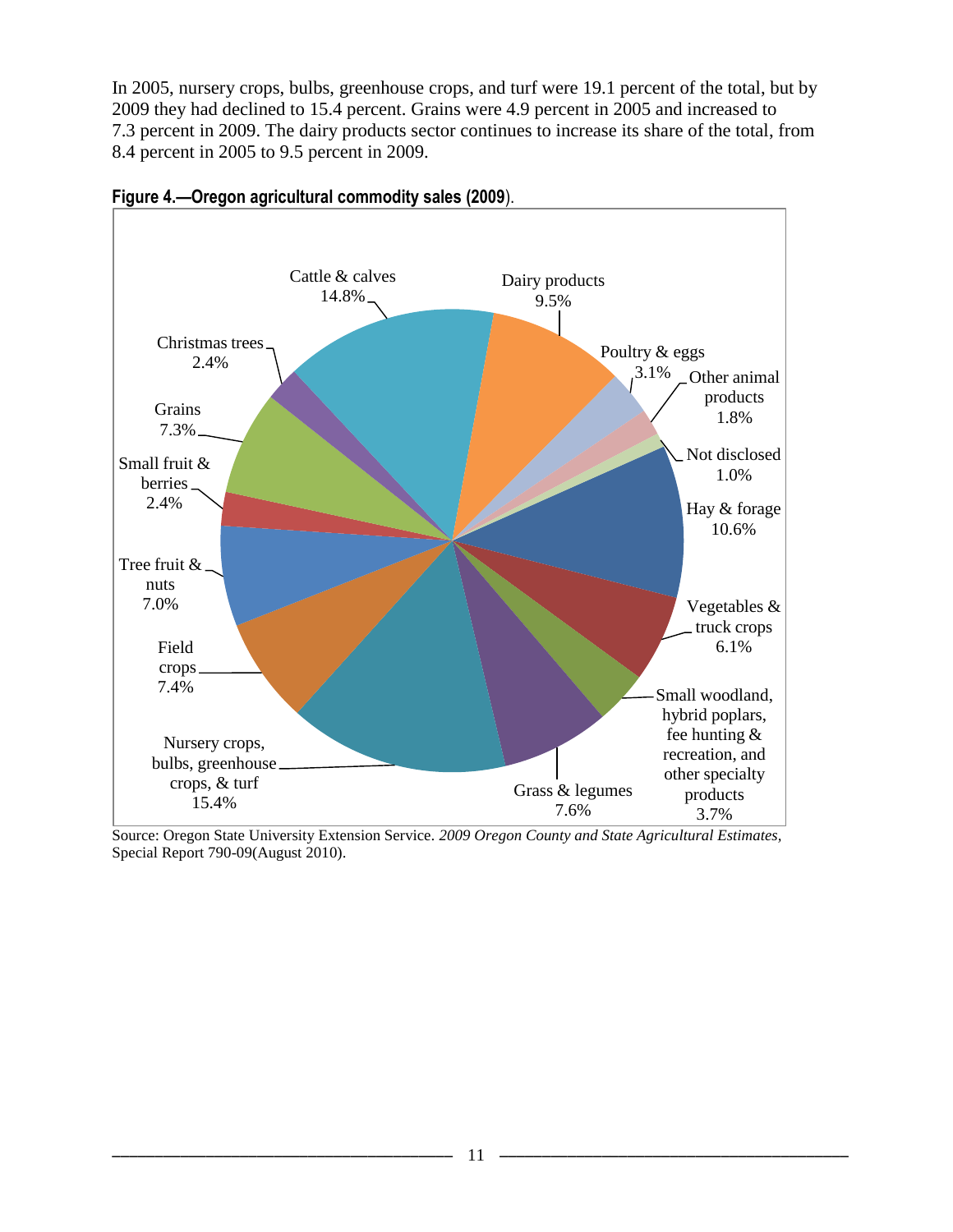In 2005, nursery crops, bulbs, greenhouse crops, and turf were 19.1 percent of the total, but by 2009 they had declined to 15.4 percent. Grains were 4.9 percent in 2005 and increased to 7.3 percent in 2009. The dairy products sector continues to increase its share of the total, from 8.4 percent in 2005 to 9.5 percent in 2009.

**Figure 4.—Oregon agricultural commodity sales (2009)**.

| Commodity | Share |
| --- | --- |
| Cattle & calves | 14.8% |
| Dairy products | 9.5% |
| Poultry & eggs | 3.1% |
| Other animal products | 1.8% |
| Not disclosed | 1.0% |
| Hay & forage | 10.6% |
| Vegetables & truck crops | 6.1% |
| Small woodland, hybrid poplars, fee hunting & recreation, and other specialty products | 3.7% |
| Grass & legumes | 7.6% |
| Nursery crops, bulbs, greenhouse crops, & turf | 15.4% |
| Field crops | 7.4% |
| Tree fruit & nuts | 7.0% |
| Small fruit & berries | 2.4% |
| Grains | 7.3% |
| Christmas trees | 2.4% |

Source: Oregon State University Extension Service. *2009 Oregon County and State Agricultural Estimates*, Special Report 790-09(August 2010).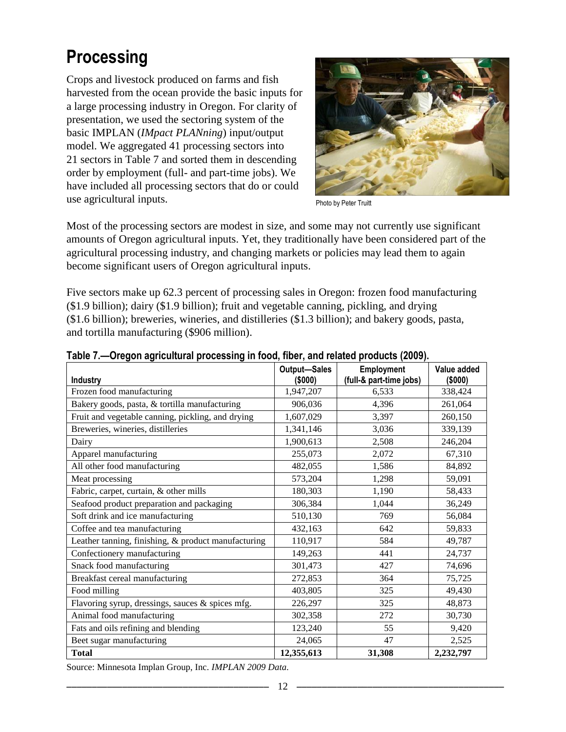# Processing

Crops and livestock produced on farms and fish harvested from the ocean provide the basic inputs for a large processing industry in Oregon. For clarity of presentation, we used the sectoring system of the basic IMPLAN (*IMpact PLANning*) input/output model. We aggregated 41 processing sectors into 21 sectors in Table 7 and sorted them in descending order by employment (full- and part-time jobs). We have included all processing sectors that do or could use agricultural inputs.

Photo by Peter Truitt

Most of the processing sectors are modest in size, and some may not currently use significant amounts of Oregon agricultural inputs. Yet, they traditionally have been considered part of the agricultural processing industry, and changing markets or policies may lead them to again become significant users of Oregon agricultural inputs.

Five sectors make up 62.3 percent of processing sales in Oregon: frozen food manufacturing ($1.9 billion); dairy ($1.9 billion); fruit and vegetable canning, pickling, and drying ($1.6 billion); breweries, wineries, and distilleries ($1.3 billion); and bakery goods, pasta, and tortilla manufacturing ($906 million).

**Table 7.—Oregon agricultural processing in food, fiber, and related products (2009).**

| Industry | Output—Sales ($000) | Employment (full-& part-time jobs) | Value added ($000) |
|---|---|---|---|
| Frozen food manufacturing | 1,947,207 | 6,533 | 338,424 |
| Bakery goods, pasta, & tortilla manufacturing | 906,036 | 4,396 | 261,064 |
| Fruit and vegetable canning, pickling, and drying | 1,607,029 | 3,397 | 260,150 |
| Breweries, wineries, distilleries | 1,341,146 | 3,036 | 339,139 |
| Dairy | 1,900,613 | 2,508 | 246,204 |
| Apparel manufacturing | 255,073 | 2,072 | 67,310 |
| All other food manufacturing | 482,055 | 1,586 | 84,892 |
| Meat processing | 573,204 | 1,298 | 59,091 |
| Fabric, carpet, curtain, & other mills | 180,303 | 1,190 | 58,433 |
| Seafood product preparation and packaging | 306,384 | 1,044 | 36,249 |
| Soft drink and ice manufacturing | 510,130 | 769 | 56,084 |
| Coffee and tea manufacturing | 432,163 | 642 | 59,833 |
| Leather tanning, finishing, & product manufacturing | 110,917 | 584 | 49,787 |
| Confectionery manufacturing | 149,263 | 441 | 24,737 |
| Snack food manufacturing | 301,473 | 427 | 74,696 |
| Breakfast cereal manufacturing | 272,853 | 364 | 75,725 |
| Food milling | 403,805 | 325 | 49,430 |
| Flavoring syrup, dressings, sauces & spices mfg. | 226,297 | 325 | 48,873 |
| Animal food manufacturing | 302,358 | 272 | 30,730 |
| Fats and oils refining and blending | 123,240 | 55 | 9,420 |
| Beet sugar manufacturing | 24,065 | 47 | 2,525 |
| **Total** | **12,355,613** | **31,308** | **2,232,797** |

Source: Minnesota Implan Group, Inc. *IMPLAN 2009 Data*.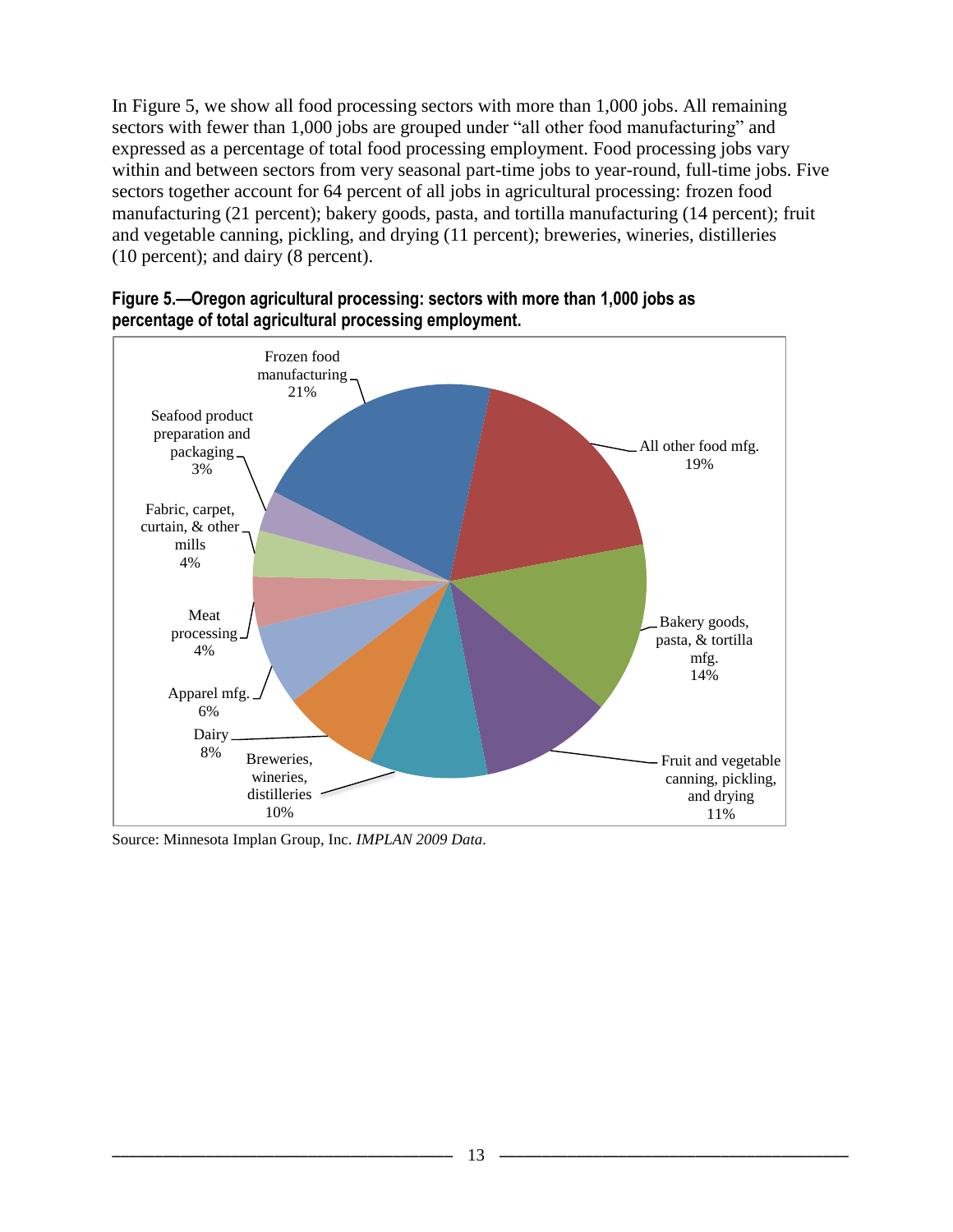In Figure 5, we show all food processing sectors with more than 1,000 jobs. All remaining sectors with fewer than 1,000 jobs are grouped under "all other food manufacturing" and expressed as a percentage of total food processing employment. Food processing jobs vary within and between sectors from very seasonal part-time jobs to year-round, full-time jobs. Five sectors together account for 64 percent of all jobs in agricultural processing: frozen food manufacturing (21 percent); bakery goods, pasta, and tortilla manufacturing (14 percent); fruit and vegetable canning, pickling, and drying (11 percent); breweries, wineries, distilleries (10 percent); and dairy (8 percent).

**Figure 5.—Oregon agricultural processing: sectors with more than 1,000 jobs as percentage of total agricultural processing employment.**

| Sector | Percent |
|---|---|
| Frozen food manufacturing | 21% |
| All other food mfg. | 19% |
| Bakery goods, pasta, & tortilla mfg. | 14% |
| Fruit and vegetable canning, pickling, and drying | 11% |
| Breweries, wineries, distilleries | 10% |
| Dairy | 8% |
| Apparel mfg. | 6% |
| Meat processing | 4% |
| Fabric, carpet, curtain, & other mills | 4% |
| Seafood product preparation and packaging | 3% |

Source: Minnesota Implan Group, Inc. *IMPLAN 2009 Data*.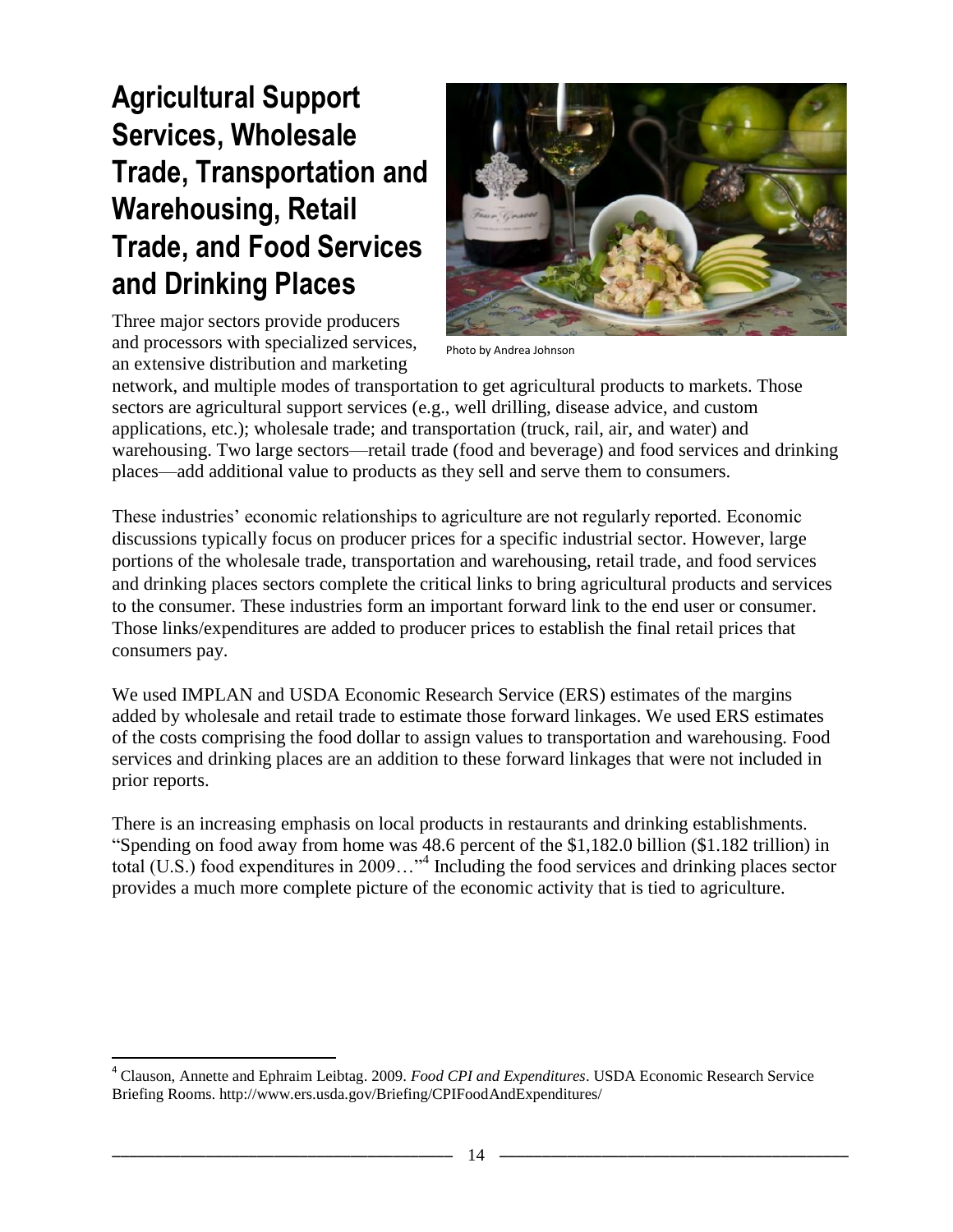# Agricultural Support Services, Wholesale Trade, Transportation and Warehousing, Retail Trade, and Food Services and Drinking Places

Photo by Andrea Johnson

Three major sectors provide producers and processors with specialized services, an extensive distribution and marketing network, and multiple modes of transportation to get agricultural products to markets. Those sectors are agricultural support services (e.g., well drilling, disease advice, and custom applications, etc.); wholesale trade; and transportation (truck, rail, air, and water) and warehousing. Two large sectors—retail trade (food and beverage) and food services and drinking places—add additional value to products as they sell and serve them to consumers.

These industries' economic relationships to agriculture are not regularly reported. Economic discussions typically focus on producer prices for a specific industrial sector. However, large portions of the wholesale trade, transportation and warehousing, retail trade, and food services and drinking places sectors complete the critical links to bring agricultural products and services to the consumer. These industries form an important forward link to the end user or consumer. Those links/expenditures are added to producer prices to establish the final retail prices that consumers pay.

We used IMPLAN and USDA Economic Research Service (ERS) estimates of the margins added by wholesale and retail trade to estimate those forward linkages. We used ERS estimates of the costs comprising the food dollar to assign values to transportation and warehousing. Food services and drinking places are an addition to these forward linkages that were not included in prior reports.

There is an increasing emphasis on local products in restaurants and drinking establishments. "Spending on food away from home was 48.6 percent of the $1,182.0 billion ($1.182 trillion) in total (U.S.) food expenditures in 2009…"[4] Including the food services and drinking places sector provides a much more complete picture of the economic activity that is tied to agriculture.

---

[4] Clauson, Annette and Ephraim Leibtag. 2009. *Food CPI and Expenditures*. USDA Economic Research Service Briefing Rooms. http://www.ers.usda.gov/Briefing/CPIFoodAndExpenditures/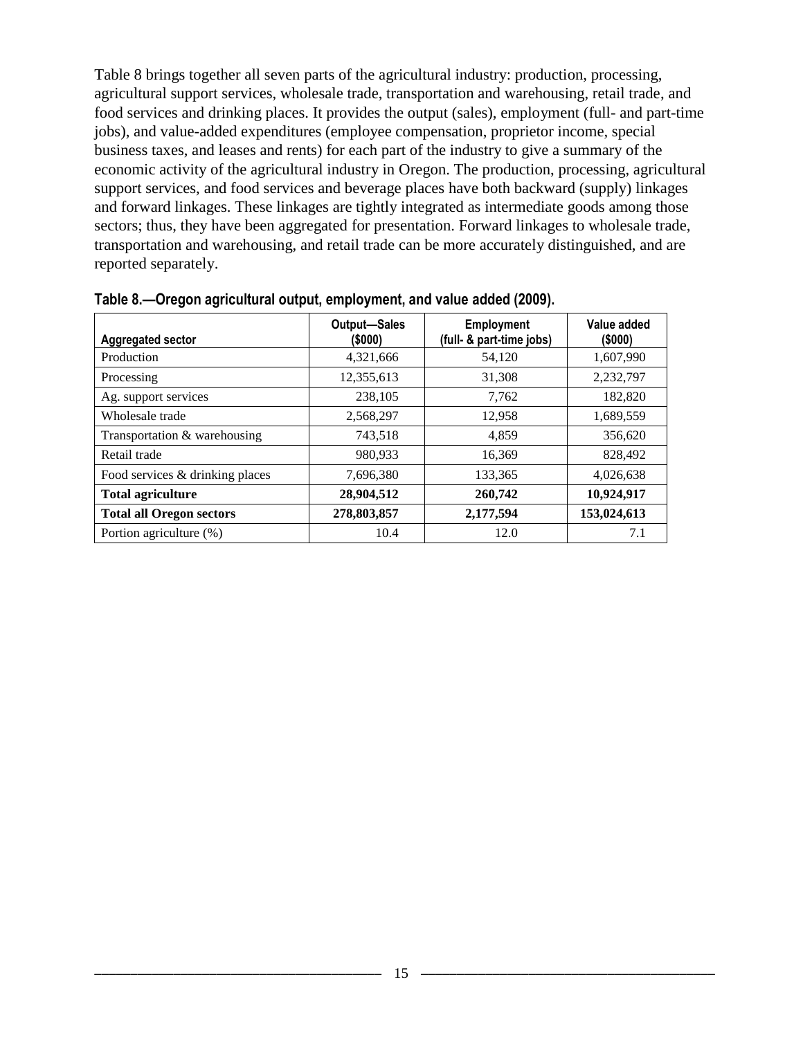Table 8 brings together all seven parts of the agricultural industry: production, processing, agricultural support services, wholesale trade, transportation and warehousing, retail trade, and food services and drinking places. It provides the output (sales), employment (full- and part-time jobs), and value-added expenditures (employee compensation, proprietor income, special business taxes, and leases and rents) for each part of the industry to give a summary of the economic activity of the agricultural industry in Oregon. The production, processing, agricultural support services, and food services and beverage places have both backward (supply) linkages and forward linkages. These linkages are tightly integrated as intermediate goods among those sectors; thus, they have been aggregated for presentation. Forward linkages to wholesale trade, transportation and warehousing, and retail trade can be more accurately distinguished, and are reported separately.

**Table 8.—Oregon agricultural output, employment, and value added (2009).**

| Aggregated sector | Output—Sales ($000) | Employment (full- & part-time jobs) | Value added ($000) |
|---|---:|---:|---:|
| Production | 4,321,666 | 54,120 | 1,607,990 |
| Processing | 12,355,613 | 31,308 | 2,232,797 |
| Ag. support services | 238,105 | 7,762 | 182,820 |
| Wholesale trade | 2,568,297 | 12,958 | 1,689,559 |
| Transportation & warehousing | 743,518 | 4,859 | 356,620 |
| Retail trade | 980,933 | 16,369 | 828,492 |
| Food services & drinking places | 7,696,380 | 133,365 | 4,026,638 |
| **Total agriculture** | **28,904,512** | **260,742** | **10,924,917** |
| **Total all Oregon sectors** | **278,803,857** | **2,177,594** | **153,024,613** |
| Portion agriculture (%) | 10.4 | 12.0 | 7.1 |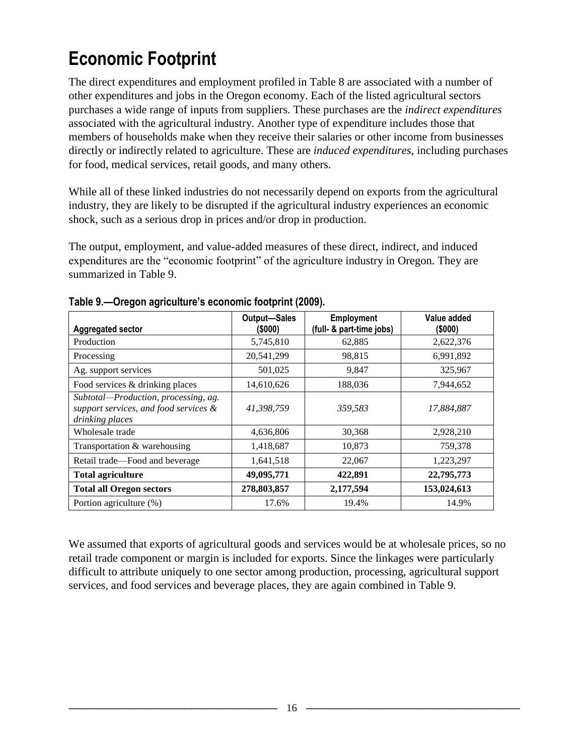# Economic Footprint

The direct expenditures and employment profiled in Table 8 are associated with a number of other expenditures and jobs in the Oregon economy. Each of the listed agricultural sectors purchases a wide range of inputs from suppliers. These purchases are the *indirect expenditures* associated with the agricultural industry. Another type of expenditure includes those that members of households make when they receive their salaries or other income from businesses directly or indirectly related to agriculture. These are *induced expenditures*, including purchases for food, medical services, retail goods, and many others.

While all of these linked industries do not necessarily depend on exports from the agricultural industry, they are likely to be disrupted if the agricultural industry experiences an economic shock, such as a serious drop in prices and/or drop in production.

The output, employment, and value-added measures of these direct, indirect, and induced expenditures are the "economic footprint" of the agriculture industry in Oregon. They are summarized in Table 9.

**Table 9.—Oregon agriculture's economic footprint (2009).**

| Aggregated sector | Output—Sales ($000) | Employment (full- & part-time jobs) | Value added ($000) |
|---|---|---|---|
| Production | 5,745,810 | 62,885 | 2,622,376 |
| Processing | 20,541,299 | 98,815 | 6,991,892 |
| Ag. support services | 501,025 | 9,847 | 325,967 |
| Food services & drinking places | 14,610,626 | 188,036 | 7,944,652 |
| *Subtotal—Production, processing, ag. support services, and food services & drinking places* | *41,398,759* | *359,583* | *17,884,887* |
| Wholesale trade | 4,636,806 | 30,368 | 2,928,210 |
| Transportation & warehousing | 1,418,687 | 10,873 | 759,378 |
| Retail trade—Food and beverage | 1,641,518 | 22,067 | 1,223,297 |
| **Total agriculture** | **49,095,771** | **422,891** | **22,795,773** |
| **Total all Oregon sectors** | **278,803,857** | **2,177,594** | **153,024,613** |
| Portion agriculture (%) | 17.6% | 19.4% | 14.9% |

We assumed that exports of agricultural goods and services would be at wholesale prices, so no retail trade component or margin is included for exports. Since the linkages were particularly difficult to attribute uniquely to one sector among production, processing, agricultural support services, and food services and beverage places, they are again combined in Table 9.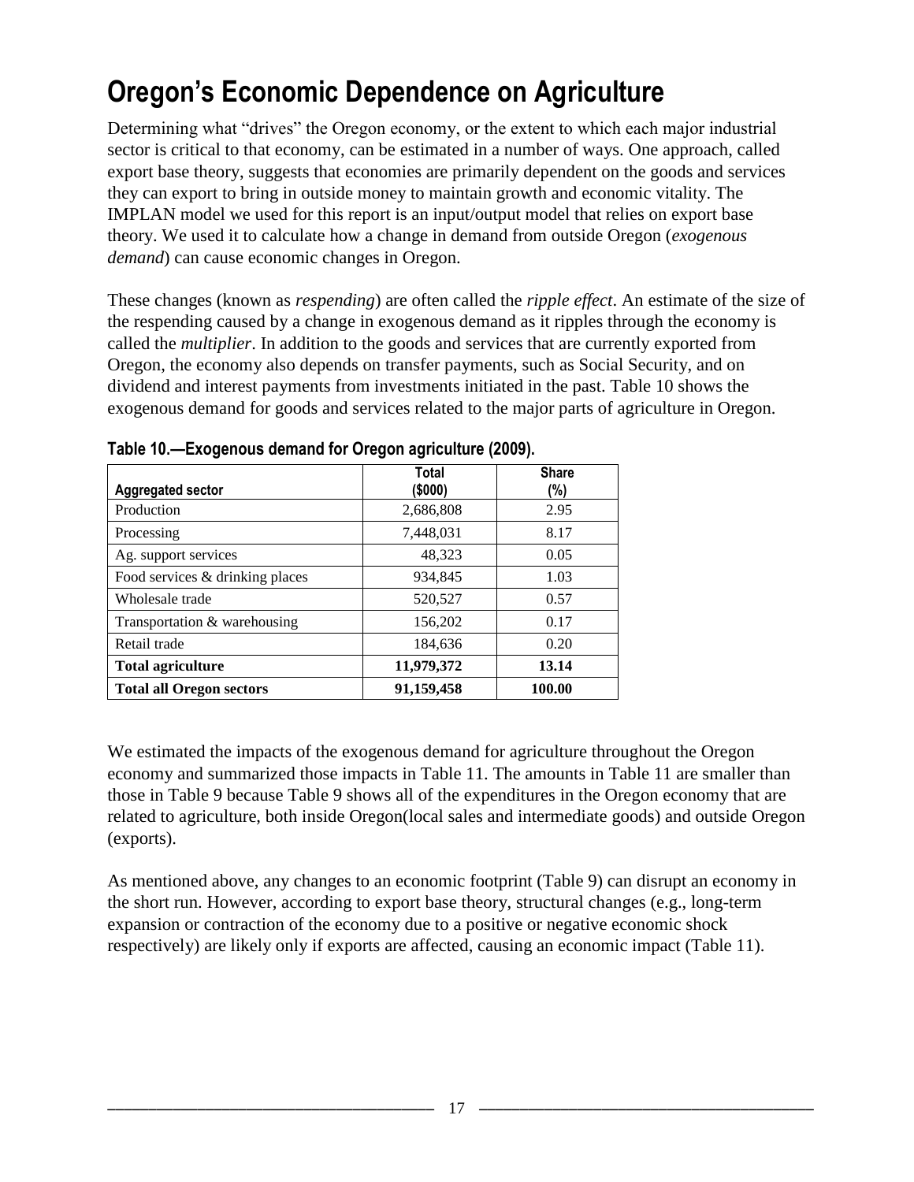# Oregon's Economic Dependence on Agriculture

Determining what "drives" the Oregon economy, or the extent to which each major industrial sector is critical to that economy, can be estimated in a number of ways. One approach, called export base theory, suggests that economies are primarily dependent on the goods and services they can export to bring in outside money to maintain growth and economic vitality. The IMPLAN model we used for this report is an input/output model that relies on export base theory. We used it to calculate how a change in demand from outside Oregon (*exogenous demand*) can cause economic changes in Oregon.

These changes (known as *respending*) are often called the *ripple effect*. An estimate of the size of the respending caused by a change in exogenous demand as it ripples through the economy is called the *multiplier*. In addition to the goods and services that are currently exported from Oregon, the economy also depends on transfer payments, such as Social Security, and on dividend and interest payments from investments initiated in the past. Table 10 shows the exogenous demand for goods and services related to the major parts of agriculture in Oregon.

**Table 10.—Exogenous demand for Oregon agriculture (2009).**

| Aggregated sector | Total ($000) | Share (%) |
|---|---|---|
| Production | 2,686,808 | 2.95 |
| Processing | 7,448,031 | 8.17 |
| Ag. support services | 48,323 | 0.05 |
| Food services & drinking places | 934,845 | 1.03 |
| Wholesale trade | 520,527 | 0.57 |
| Transportation & warehousing | 156,202 | 0.17 |
| Retail trade | 184,636 | 0.20 |
| **Total agriculture** | **11,979,372** | **13.14** |
| **Total all Oregon sectors** | **91,159,458** | **100.00** |

We estimated the impacts of the exogenous demand for agriculture throughout the Oregon economy and summarized those impacts in Table 11. The amounts in Table 11 are smaller than those in Table 9 because Table 9 shows all of the expenditures in the Oregon economy that are related to agriculture, both inside Oregon(local sales and intermediate goods) and outside Oregon (exports).

As mentioned above, any changes to an economic footprint (Table 9) can disrupt an economy in the short run. However, according to export base theory, structural changes (e.g., long-term expansion or contraction of the economy due to a positive or negative economic shock respectively) are likely only if exports are affected, causing an economic impact (Table 11).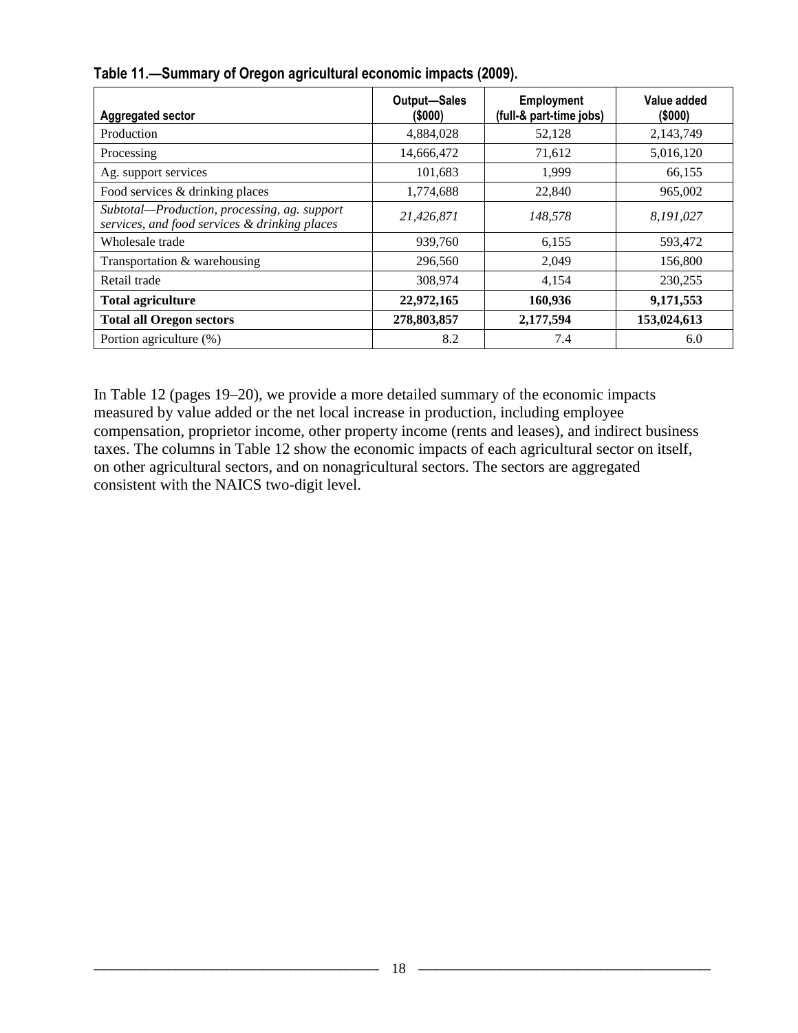**Table 11.—Summary of Oregon agricultural economic impacts (2009).**

| Aggregated sector | Output—Sales ($000) | Employment (full-& part-time jobs) | Value added ($000) |
|---|---|---|---|
| Production | 4,884,028 | 52,128 | 2,143,749 |
| Processing | 14,666,472 | 71,612 | 5,016,120 |
| Ag. support services | 101,683 | 1,999 | 66,155 |
| Food services & drinking places | 1,774,688 | 22,840 | 965,002 |
| *Subtotal—Production, processing, ag. support services, and food services & drinking places* | *21,426,871* | *148,578* | *8,191,027* |
| Wholesale trade | 939,760 | 6,155 | 593,472 |
| Transportation & warehousing | 296,560 | 2,049 | 156,800 |
| Retail trade | 308,974 | 4,154 | 230,255 |
| **Total agriculture** | **22,972,165** | **160,936** | **9,171,553** |
| **Total all Oregon sectors** | **278,803,857** | **2,177,594** | **153,024,613** |
| Portion agriculture (%) | 8.2 | 7.4 | 6.0 |

In Table 12 (pages 19–20), we provide a more detailed summary of the economic impacts measured by value added or the net local increase in production, including employee compensation, proprietor income, other property income (rents and leases), and indirect business taxes. The columns in Table 12 show the economic impacts of each agricultural sector on itself, on other agricultural sectors, and on nonagricultural sectors. The sectors are aggregated consistent with the NAICS two-digit level.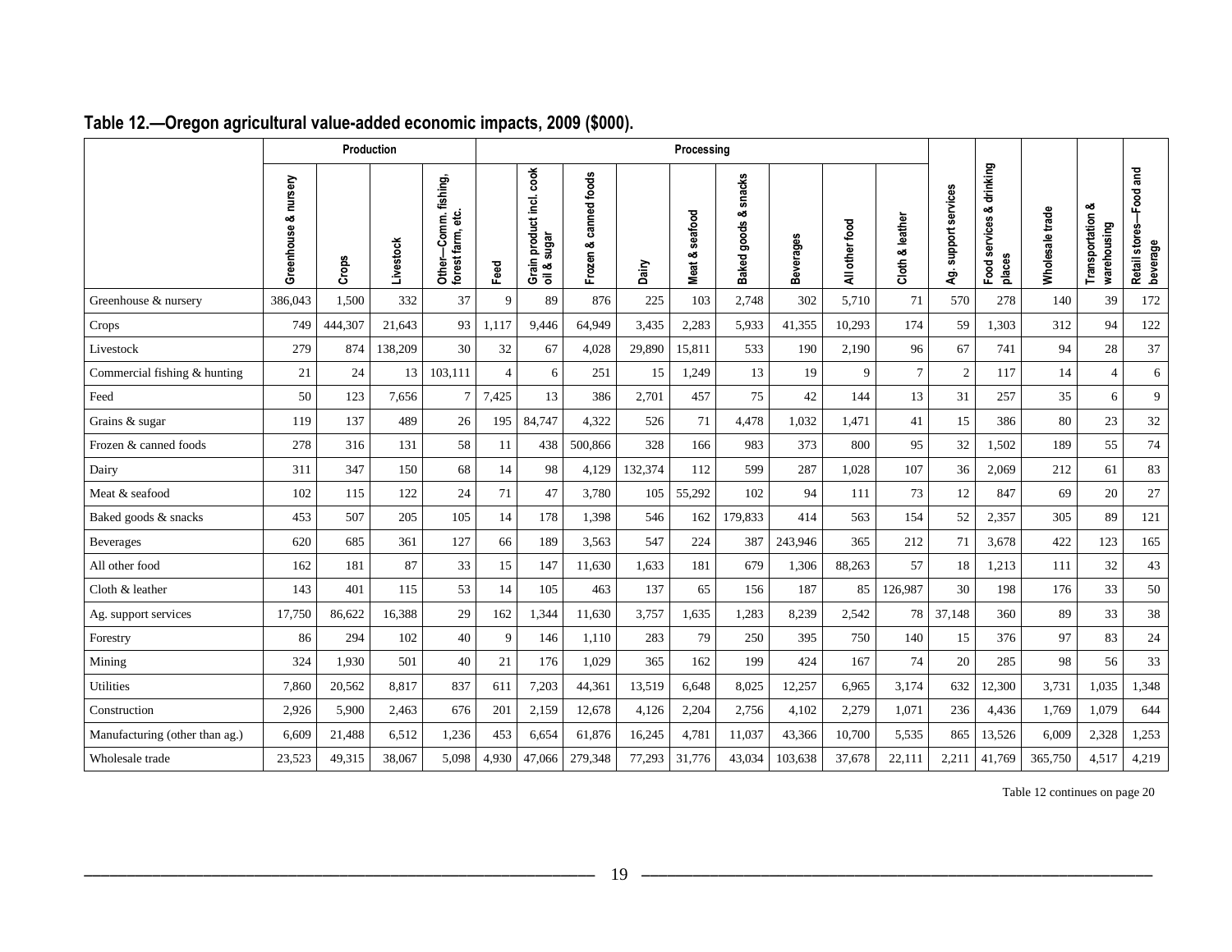## Table 12.—Oregon agricultural value-added economic impacts, 2009 ($000).

| | Production | | | | Processing | | | | | | | | | | | | | |
|---|---|---|---|---|---|---|---|---|---|---|---|---|---|---|---|---|---|---|
| | Greenhouse & nursery | Crops | Livestock | Other—Comm. fishing, forest farm, etc. | Feed | Grain product incl. cook oil & sugar | Frozen & canned foods | Dairy | Meat & seafood | Baked goods & snacks | Beverages | All other food | Cloth & leather | Ag. support services | Food services & drinking places | Wholesale trade | Transportation & warehousing | Retail stores—Food and beverage |
| Greenhouse & nursery | 386,043 | 1,500 | 332 | 37 | 9 | 89 | 876 | 225 | 103 | 2,748 | 302 | 5,710 | 71 | 570 | 278 | 140 | 39 | 172 |
| Crops | 749 | 444,307 | 21,643 | 93 | 1,117 | 9,446 | 64,949 | 3,435 | 2,283 | 5,933 | 41,355 | 10,293 | 174 | 59 | 1,303 | 312 | 94 | 122 |
| Livestock | 279 | 874 | 138,209 | 30 | 32 | 67 | 4,028 | 29,890 | 15,811 | 533 | 190 | 2,190 | 96 | 67 | 741 | 94 | 28 | 37 |
| Commercial fishing & hunting | 21 | 24 | 13 | 103,111 | 4 | 6 | 251 | 15 | 1,249 | 13 | 19 | 9 | 7 | 2 | 117 | 14 | 4 | 6 |
| Feed | 50 | 123 | 7,656 | 7 | 7,425 | 13 | 386 | 2,701 | 457 | 75 | 42 | 144 | 13 | 31 | 257 | 35 | 6 | 9 |
| Grains & sugar | 119 | 137 | 489 | 26 | 195 | 84,747 | 4,322 | 526 | 71 | 4,478 | 1,032 | 1,471 | 41 | 15 | 386 | 80 | 23 | 32 |
| Frozen & canned foods | 278 | 316 | 131 | 58 | 11 | 438 | 500,866 | 328 | 166 | 983 | 373 | 800 | 95 | 32 | 1,502 | 189 | 55 | 74 |
| Dairy | 311 | 347 | 150 | 68 | 14 | 98 | 4,129 | 132,374 | 112 | 599 | 287 | 1,028 | 107 | 36 | 2,069 | 212 | 61 | 83 |
| Meat & seafood | 102 | 115 | 122 | 24 | 71 | 47 | 3,780 | 105 | 55,292 | 102 | 94 | 111 | 73 | 12 | 847 | 69 | 20 | 27 |
| Baked goods & snacks | 453 | 507 | 205 | 105 | 14 | 178 | 1,398 | 546 | 162 | 179,833 | 414 | 563 | 154 | 52 | 2,357 | 305 | 89 | 121 |
| Beverages | 620 | 685 | 361 | 127 | 66 | 189 | 3,563 | 547 | 224 | 387 | 243,946 | 365 | 212 | 71 | 3,678 | 422 | 123 | 165 |
| All other food | 162 | 181 | 87 | 33 | 15 | 147 | 11,630 | 1,633 | 181 | 679 | 1,306 | 88,263 | 57 | 18 | 1,213 | 111 | 32 | 43 |
| Cloth & leather | 143 | 401 | 115 | 53 | 14 | 105 | 463 | 137 | 65 | 156 | 187 | 85 | 126,987 | 30 | 198 | 176 | 33 | 50 |
| Ag. support services | 17,750 | 86,622 | 16,388 | 29 | 162 | 1,344 | 11,630 | 3,757 | 1,635 | 1,283 | 8,239 | 2,542 | 78 | 37,148 | 360 | 89 | 33 | 38 |
| Forestry | 86 | 294 | 102 | 40 | 9 | 146 | 1,110 | 283 | 79 | 250 | 395 | 750 | 140 | 15 | 376 | 97 | 83 | 24 |
| Mining | 324 | 1,930 | 501 | 40 | 21 | 176 | 1,029 | 365 | 162 | 199 | 424 | 167 | 74 | 20 | 285 | 98 | 56 | 33 |
| Utilities | 7,860 | 20,562 | 8,817 | 837 | 611 | 7,203 | 44,361 | 13,519 | 6,648 | 8,025 | 12,257 | 6,965 | 3,174 | 632 | 12,300 | 3,731 | 1,035 | 1,348 |
| Construction | 2,926 | 5,900 | 2,463 | 676 | 201 | 2,159 | 12,678 | 4,126 | 2,204 | 2,756 | 4,102 | 2,279 | 1,071 | 236 | 4,436 | 1,769 | 1,079 | 644 |
| Manufacturing (other than ag.) | 6,609 | 21,488 | 6,512 | 1,236 | 453 | 6,654 | 61,876 | 16,245 | 4,781 | 11,037 | 43,366 | 10,700 | 5,535 | 865 | 13,526 | 6,009 | 2,328 | 1,253 |
| Wholesale trade | 23,523 | 49,315 | 38,067 | 5,098 | 4,930 | 47,066 | 279,348 | 77,293 | 31,776 | 43,034 | 103,638 | 37,678 | 22,111 | 2,211 | 41,769 | 365,750 | 4,517 | 4,219 |

Table 12 continues on page 20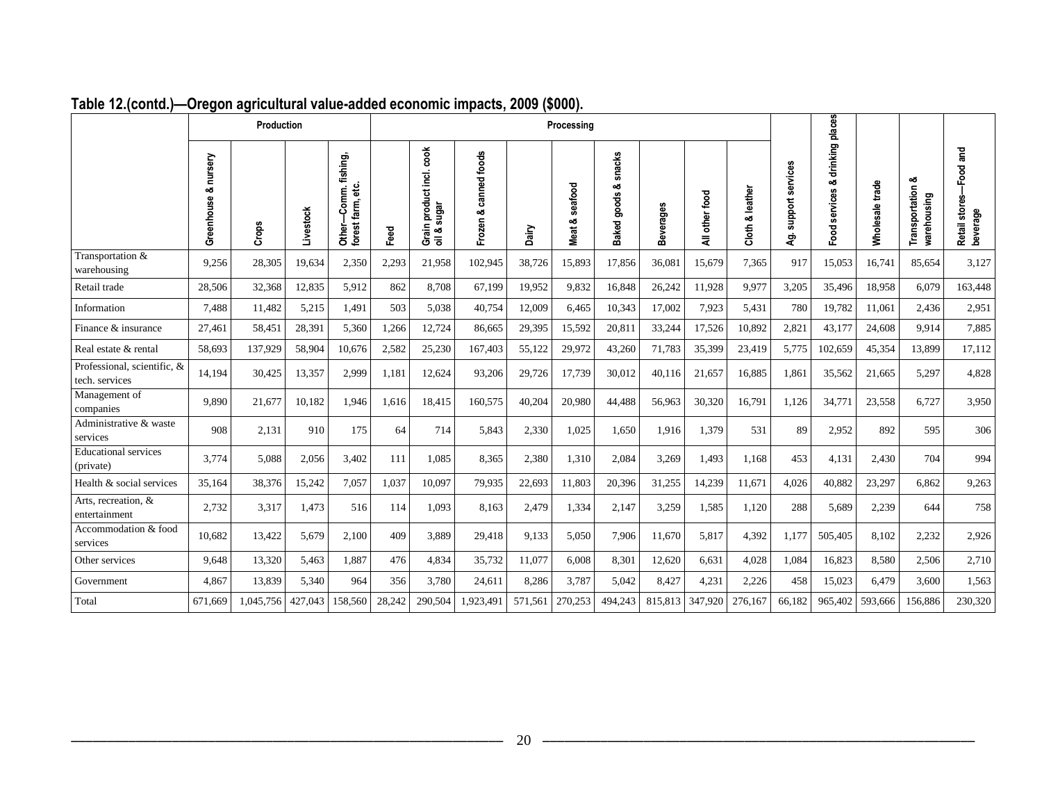## Table 12.(contd.)—Oregon agricultural value-added economic impacts, 2009 ($000).

| | Production | | | | Processing | | | | | | | | | | | | | |
|---|---|---|---|---|---|---|---|---|---|---|---|---|---|---|---|---|---|---|
| | Greenhouse & nursery | Crops | Livestock | Other—Comm. fishing, forest farm, etc. | Feed | Grain product incl. cook oil & sugar | Frozen & canned foods | Dairy | Meat & seafood | Baked goods & snacks | Beverages | All other food | Cloth & leather | Ag. support services | Food services & drinking places | Wholesale trade | Transportation & warehousing | Retail stores—Food and beverage |
| Transportation & warehousing | 9,256 | 28,305 | 19,634 | 2,350 | 2,293 | 21,958 | 102,945 | 38,726 | 15,893 | 17,856 | 36,081 | 15,679 | 7,365 | 917 | 15,053 | 16,741 | 85,654 | 3,127 |
| Retail trade | 28,506 | 32,368 | 12,835 | 5,912 | 862 | 8,708 | 67,199 | 19,952 | 9,832 | 16,848 | 26,242 | 11,928 | 9,977 | 3,205 | 35,496 | 18,958 | 6,079 | 163,448 |
| Information | 7,488 | 11,482 | 5,215 | 1,491 | 503 | 5,038 | 40,754 | 12,009 | 6,465 | 10,343 | 17,002 | 7,923 | 5,431 | 780 | 19,782 | 11,061 | 2,436 | 2,951 |
| Finance & insurance | 27,461 | 58,451 | 28,391 | 5,360 | 1,266 | 12,724 | 86,665 | 29,395 | 15,592 | 20,811 | 33,244 | 17,526 | 10,892 | 2,821 | 43,177 | 24,608 | 9,914 | 7,885 |
| Real estate & rental | 58,693 | 137,929 | 58,904 | 10,676 | 2,582 | 25,230 | 167,403 | 55,122 | 29,972 | 43,260 | 71,783 | 35,399 | 23,419 | 5,775 | 102,659 | 45,354 | 13,899 | 17,112 |
| Professional, scientific, & tech. services | 14,194 | 30,425 | 13,357 | 2,999 | 1,181 | 12,624 | 93,206 | 29,726 | 17,739 | 30,012 | 40,116 | 21,657 | 16,885 | 1,861 | 35,562 | 21,665 | 5,297 | 4,828 |
| Management of companies | 9,890 | 21,677 | 10,182 | 1,946 | 1,616 | 18,415 | 160,575 | 40,204 | 20,980 | 44,488 | 56,963 | 30,320 | 16,791 | 1,126 | 34,771 | 23,558 | 6,727 | 3,950 |
| Administrative & waste services | 908 | 2,131 | 910 | 175 | 64 | 714 | 5,843 | 2,330 | 1,025 | 1,650 | 1,916 | 1,379 | 531 | 89 | 2,952 | 892 | 595 | 306 |
| Educational services (private) | 3,774 | 5,088 | 2,056 | 3,402 | 111 | 1,085 | 8,365 | 2,380 | 1,310 | 2,084 | 3,269 | 1,493 | 1,168 | 453 | 4,131 | 2,430 | 704 | 994 |
| Health & social services | 35,164 | 38,376 | 15,242 | 7,057 | 1,037 | 10,097 | 79,935 | 22,693 | 11,803 | 20,396 | 31,255 | 14,239 | 11,671 | 4,026 | 40,882 | 23,297 | 6,862 | 9,263 |
| Arts, recreation, & entertainment | 2,732 | 3,317 | 1,473 | 516 | 114 | 1,093 | 8,163 | 2,479 | 1,334 | 2,147 | 3,259 | 1,585 | 1,120 | 288 | 5,689 | 2,239 | 644 | 758 |
| Accommodation & food services | 10,682 | 13,422 | 5,679 | 2,100 | 409 | 3,889 | 29,418 | 9,133 | 5,050 | 7,906 | 11,670 | 5,817 | 4,392 | 1,177 | 505,405 | 8,102 | 2,232 | 2,926 |
| Other services | 9,648 | 13,320 | 5,463 | 1,887 | 476 | 4,834 | 35,732 | 11,077 | 6,008 | 8,301 | 12,620 | 6,631 | 4,028 | 1,084 | 16,823 | 8,580 | 2,506 | 2,710 |
| Government | 4,867 | 13,839 | 5,340 | 964 | 356 | 3,780 | 24,611 | 8,286 | 3,787 | 5,042 | 8,427 | 4,231 | 2,226 | 458 | 15,023 | 6,479 | 3,600 | 1,563 |
| Total | 671,669 | 1,045,756 | 427,043 | 158,560 | 28,242 | 290,504 | 1,923,491 | 571,561 | 270,253 | 494,243 | 815,813 | 347,920 | 276,167 | 66,182 | 965,402 | 593,666 | 156,886 | 230,320 |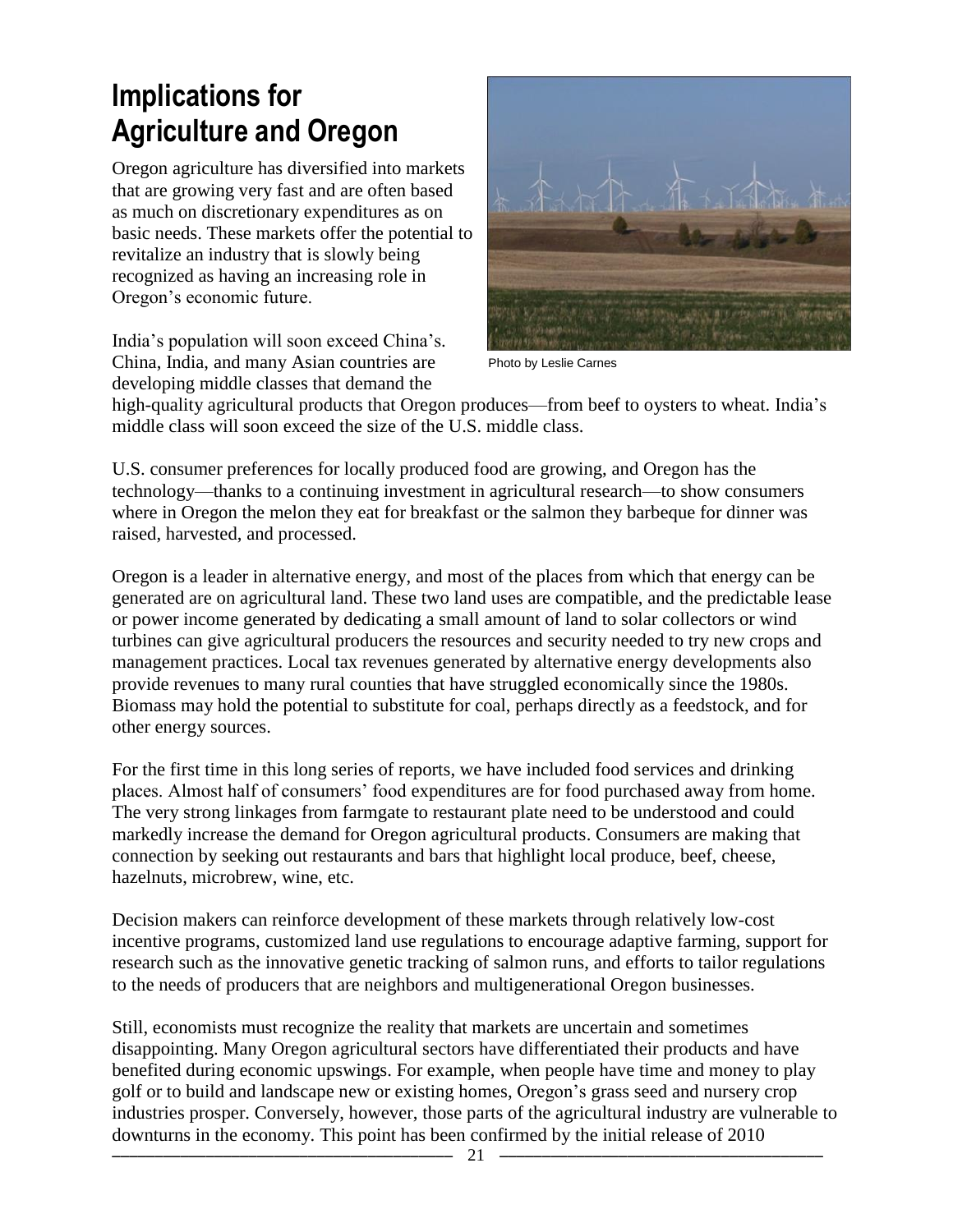# Implications for Agriculture and Oregon

Oregon agriculture has diversified into markets that are growing very fast and are often based as much on discretionary expenditures as on basic needs. These markets offer the potential to revitalize an industry that is slowly being recognized as having an increasing role in Oregon's economic future.

Photo by Leslie Carnes

India's population will soon exceed China's. China, India, and many Asian countries are developing middle classes that demand the high-quality agricultural products that Oregon produces—from beef to oysters to wheat. India's middle class will soon exceed the size of the U.S. middle class.

U.S. consumer preferences for locally produced food are growing, and Oregon has the technology—thanks to a continuing investment in agricultural research—to show consumers where in Oregon the melon they eat for breakfast or the salmon they barbeque for dinner was raised, harvested, and processed.

Oregon is a leader in alternative energy, and most of the places from which that energy can be generated are on agricultural land. These two land uses are compatible, and the predictable lease or power income generated by dedicating a small amount of land to solar collectors or wind turbines can give agricultural producers the resources and security needed to try new crops and management practices. Local tax revenues generated by alternative energy developments also provide revenues to many rural counties that have struggled economically since the 1980s. Biomass may hold the potential to substitute for coal, perhaps directly as a feedstock, and for other energy sources.

For the first time in this long series of reports, we have included food services and drinking places. Almost half of consumers' food expenditures are for food purchased away from home. The very strong linkages from farmgate to restaurant plate need to be understood and could markedly increase the demand for Oregon agricultural products. Consumers are making that connection by seeking out restaurants and bars that highlight local produce, beef, cheese, hazelnuts, microbrew, wine, etc.

Decision makers can reinforce development of these markets through relatively low-cost incentive programs, customized land use regulations to encourage adaptive farming, support for research such as the innovative genetic tracking of salmon runs, and efforts to tailor regulations to the needs of producers that are neighbors and multigenerational Oregon businesses.

Still, economists must recognize the reality that markets are uncertain and sometimes disappointing. Many Oregon agricultural sectors have differentiated their products and have benefited during economic upswings. For example, when people have time and money to play golf or to build and landscape new or existing homes, Oregon's grass seed and nursery crop industries prosper. Conversely, however, those parts of the agricultural industry are vulnerable to downturns in the economy. This point has been confirmed by the initial release of 2010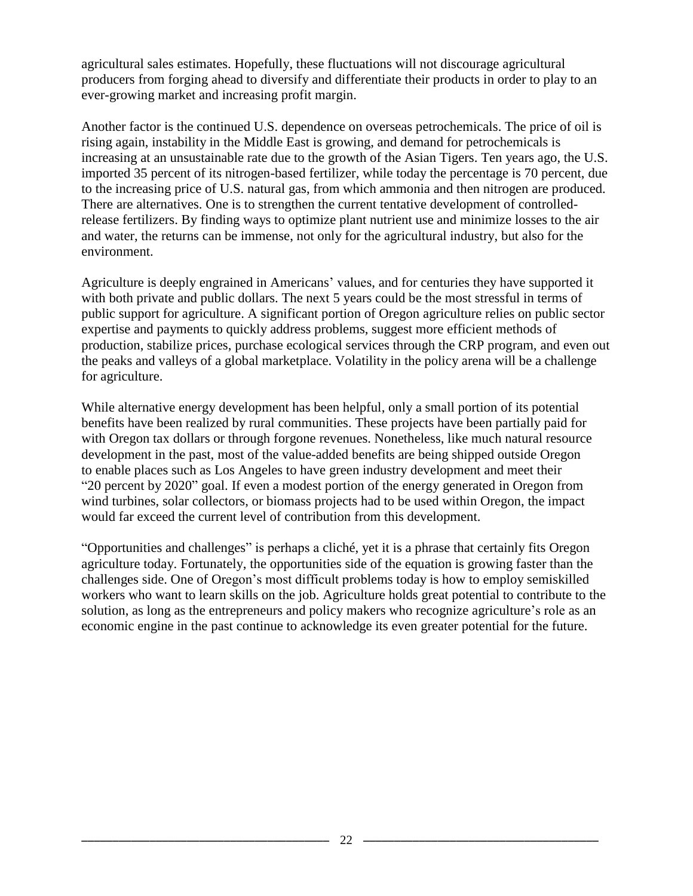agricultural sales estimates. Hopefully, these fluctuations will not discourage agricultural producers from forging ahead to diversify and differentiate their products in order to play to an ever-growing market and increasing profit margin.

Another factor is the continued U.S. dependence on overseas petrochemicals. The price of oil is rising again, instability in the Middle East is growing, and demand for petrochemicals is increasing at an unsustainable rate due to the growth of the Asian Tigers. Ten years ago, the U.S. imported 35 percent of its nitrogen-based fertilizer, while today the percentage is 70 percent, due to the increasing price of U.S. natural gas, from which ammonia and then nitrogen are produced. There are alternatives. One is to strengthen the current tentative development of controlled-release fertilizers. By finding ways to optimize plant nutrient use and minimize losses to the air and water, the returns can be immense, not only for the agricultural industry, but also for the environment.

Agriculture is deeply engrained in Americans' values, and for centuries they have supported it with both private and public dollars. The next 5 years could be the most stressful in terms of public support for agriculture. A significant portion of Oregon agriculture relies on public sector expertise and payments to quickly address problems, suggest more efficient methods of production, stabilize prices, purchase ecological services through the CRP program, and even out the peaks and valleys of a global marketplace. Volatility in the policy arena will be a challenge for agriculture.

While alternative energy development has been helpful, only a small portion of its potential benefits have been realized by rural communities. These projects have been partially paid for with Oregon tax dollars or through forgone revenues. Nonetheless, like much natural resource development in the past, most of the value-added benefits are being shipped outside Oregon to enable places such as Los Angeles to have green industry development and meet their "20 percent by 2020" goal. If even a modest portion of the energy generated in Oregon from wind turbines, solar collectors, or biomass projects had to be used within Oregon, the impact would far exceed the current level of contribution from this development.

"Opportunities and challenges" is perhaps a cliché, yet it is a phrase that certainly fits Oregon agriculture today. Fortunately, the opportunities side of the equation is growing faster than the challenges side. One of Oregon's most difficult problems today is how to employ semiskilled workers who want to learn skills on the job. Agriculture holds great potential to contribute to the solution, as long as the entrepreneurs and policy makers who recognize agriculture's role as an economic engine in the past continue to acknowledge its even greater potential for the future.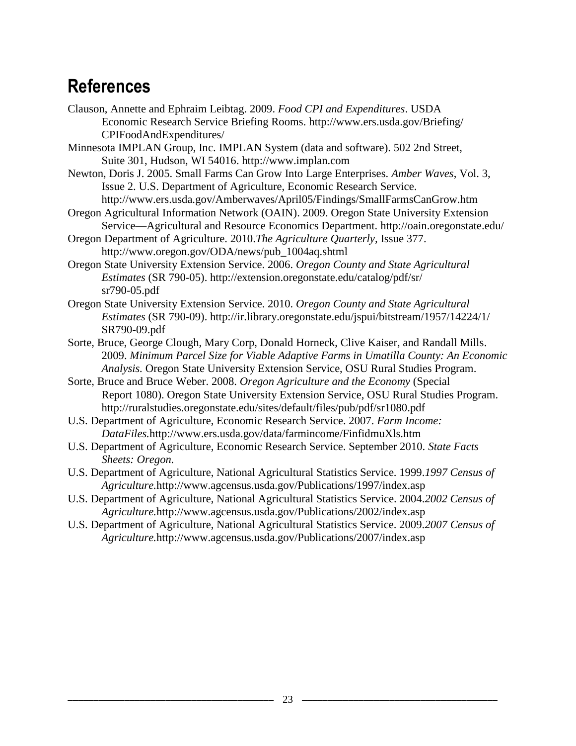# References

Clauson, Annette and Ephraim Leibtag. 2009. *Food CPI and Expenditures*. USDA Economic Research Service Briefing Rooms. http://www.ers.usda.gov/Briefing/CPIFoodAndExpenditures/

Minnesota IMPLAN Group, Inc. IMPLAN System (data and software). 502 2nd Street, Suite 301, Hudson, WI 54016. http://www.implan.com

Newton, Doris J. 2005. Small Farms Can Grow Into Large Enterprises. *Amber Waves*, Vol. 3, Issue 2. U.S. Department of Agriculture, Economic Research Service. http://www.ers.usda.gov/Amberwaves/April05/Findings/SmallFarmsCanGrow.htm

Oregon Agricultural Information Network (OAIN). 2009. Oregon State University Extension Service—Agricultural and Resource Economics Department. http://oain.oregonstate.edu/

Oregon Department of Agriculture. 2010.*The Agriculture Quarterly*, Issue 377. http://www.oregon.gov/ODA/news/pub_1004aq.shtml

Oregon State University Extension Service. 2006. *Oregon County and State Agricultural Estimates* (SR 790-05). http://extension.oregonstate.edu/catalog/pdf/sr/sr790-05.pdf

Oregon State University Extension Service. 2010. *Oregon County and State Agricultural Estimates* (SR 790-09). http://ir.library.oregonstate.edu/jspui/bitstream/1957/14224/1/SR790-09.pdf

Sorte, Bruce, George Clough, Mary Corp, Donald Horneck, Clive Kaiser, and Randall Mills. 2009. *Minimum Parcel Size for Viable Adaptive Farms in Umatilla County: An Economic Analysis.* Oregon State University Extension Service, OSU Rural Studies Program.

Sorte, Bruce and Bruce Weber. 2008. *Oregon Agriculture and the Economy* (Special Report 1080). Oregon State University Extension Service, OSU Rural Studies Program. http://ruralstudies.oregonstate.edu/sites/default/files/pub/pdf/sr1080.pdf

U.S. Department of Agriculture, Economic Research Service. 2007. *Farm Income: DataFiles.*http://www.ers.usda.gov/data/farmincome/FinfidmuXls.htm

U.S. Department of Agriculture, Economic Research Service. September 2010. *State Facts Sheets: Oregon.*

U.S. Department of Agriculture, National Agricultural Statistics Service. 1999.*1997 Census of Agriculture.*http://www.agcensus.usda.gov/Publications/1997/index.asp

U.S. Department of Agriculture, National Agricultural Statistics Service. 2004.*2002 Census of Agriculture.*http://www.agcensus.usda.gov/Publications/2002/index.asp

U.S. Department of Agriculture, National Agricultural Statistics Service. 2009.*2007 Census of Agriculture.*http://www.agcensus.usda.gov/Publications/2007/index.asp